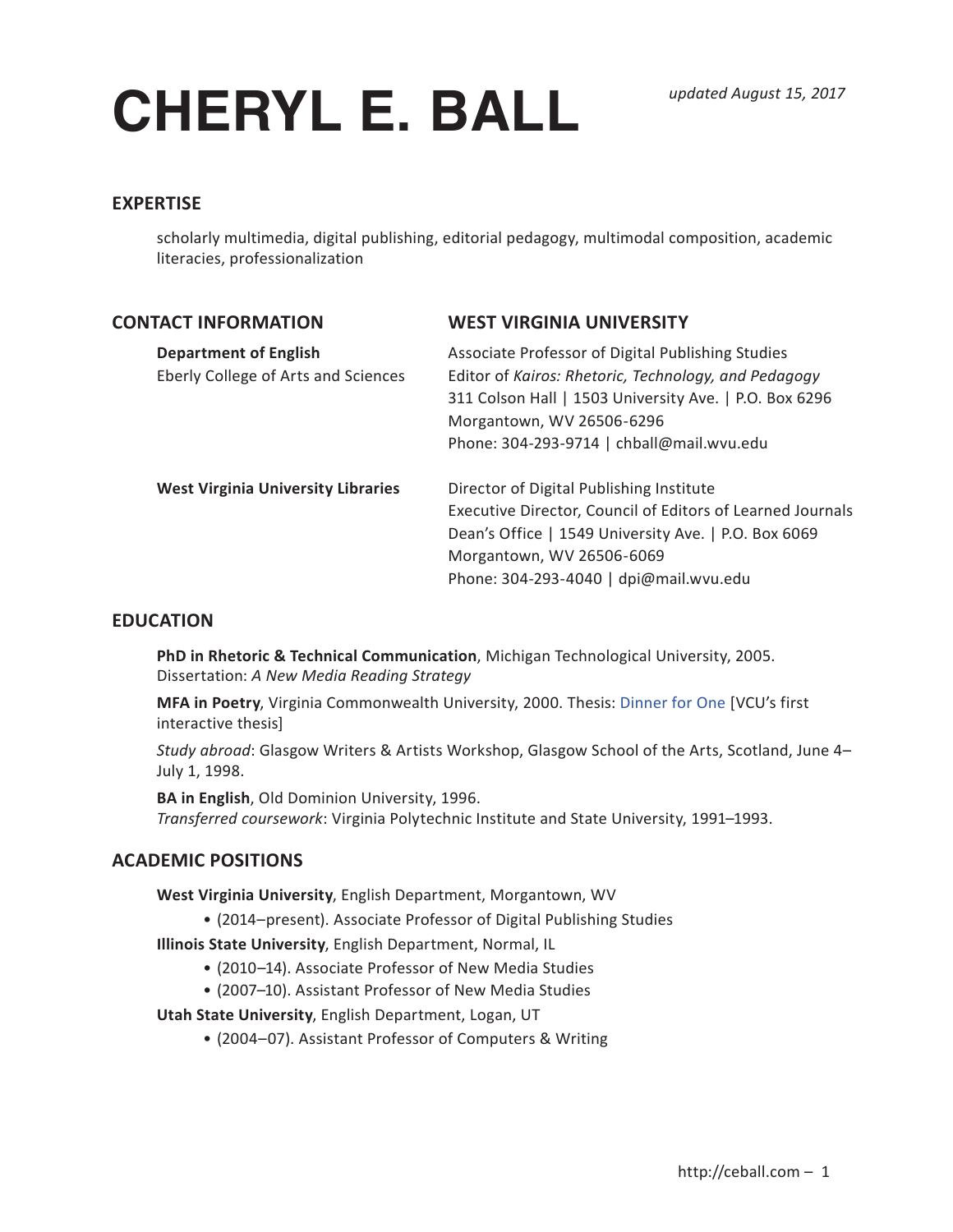# CHERYL E. BALL

*updated August 15, 2017*

## EXPERTISE

scholarly multimedia, digital publishing, editorial pedagogy, multimodal composition, academic literacies, professionalization

## CONTACT INFORMATION

## WEST VIRGINIA UNIVERSITY

**Department of English**
Eberly College of Arts and Sciences

Associate Professor of Digital Publishing Studies
Editor of *Kairos: Rhetoric, Technology, and Pedagogy*
311 Colson Hall | 1503 University Ave. | P.O. Box 6296
Morgantown, WV 26506-6296
Phone: 304-293-9714 | chball@mail.wvu.edu

**West Virginia University Libraries**

Director of Digital Publishing Institute
Executive Director, Council of Editors of Learned Journals
Dean's Office | 1549 University Ave. | P.O. Box 6069
Morgantown, WV 26506-6069
Phone: 304-293-4040 | dpi@mail.wvu.edu

## EDUCATION

**PhD in Rhetoric & Technical Communication**, Michigan Technological University, 2005. Dissertation: *A New Media Reading Strategy*

**MFA in Poetry**, Virginia Commonwealth University, 2000. Thesis: Dinner for One [VCU's first interactive thesis]

*Study abroad*: Glasgow Writers & Artists Workshop, Glasgow School of the Arts, Scotland, June 4–July 1, 1998.

**BA in English**, Old Dominion University, 1996.
*Transferred coursework*: Virginia Polytechnic Institute and State University, 1991–1993.

## ACADEMIC POSITIONS

**West Virginia University**, English Department, Morgantown, WV

- (2014–present). Associate Professor of Digital Publishing Studies

**Illinois State University**, English Department, Normal, IL

- (2010–14). Associate Professor of New Media Studies
- (2007–10). Assistant Professor of New Media Studies

**Utah State University**, English Department, Logan, UT

- (2004–07). Assistant Professor of Computers & Writing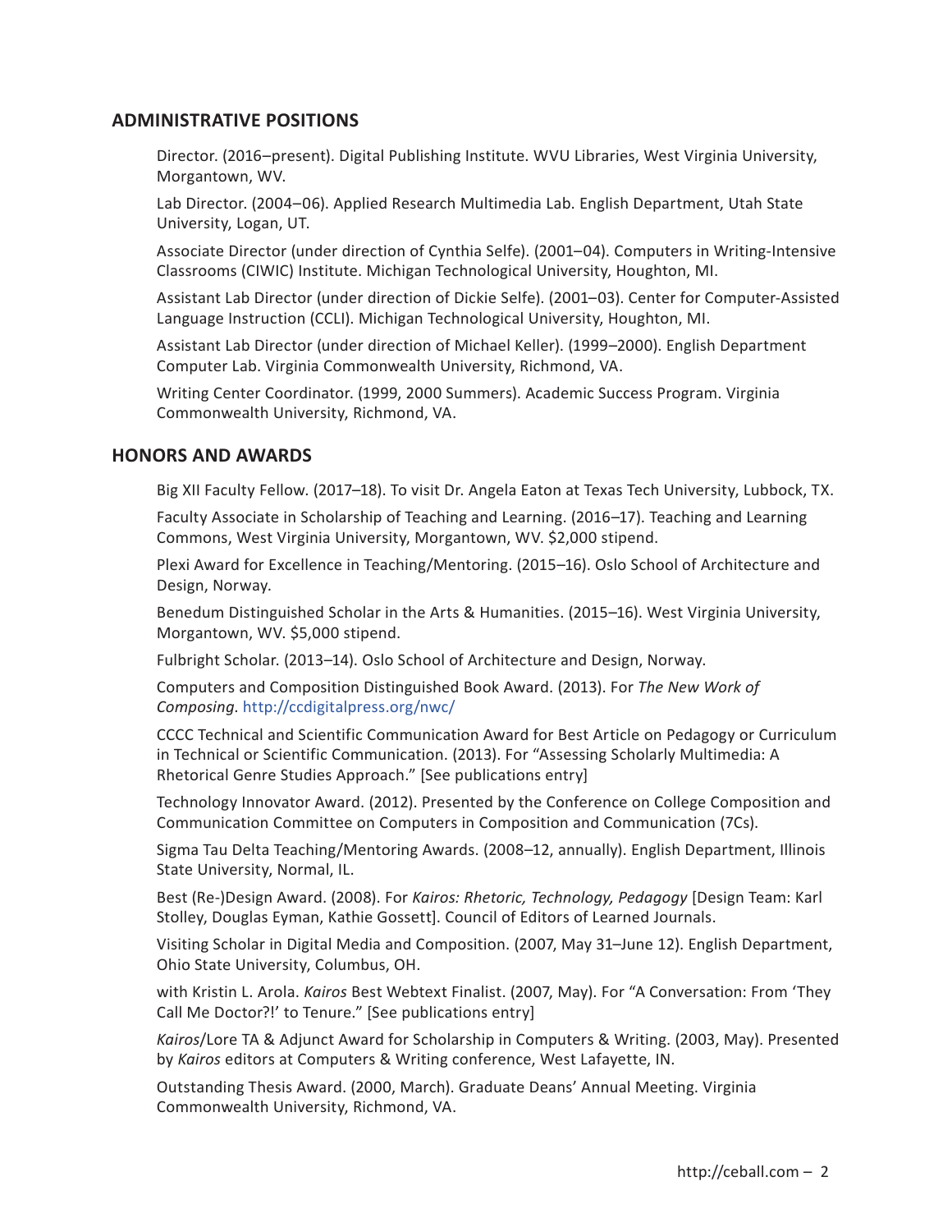## ADMINISTRATIVE POSITIONS

Director. (2016–present). Digital Publishing Institute. WVU Libraries, West Virginia University, Morgantown, WV.

Lab Director. (2004–06). Applied Research Multimedia Lab. English Department, Utah State University, Logan, UT.

Associate Director (under direction of Cynthia Selfe). (2001–04). Computers in Writing-Intensive Classrooms (CIWIC) Institute. Michigan Technological University, Houghton, MI.

Assistant Lab Director (under direction of Dickie Selfe). (2001–03). Center for Computer-Assisted Language Instruction (CCLI). Michigan Technological University, Houghton, MI.

Assistant Lab Director (under direction of Michael Keller). (1999–2000). English Department Computer Lab. Virginia Commonwealth University, Richmond, VA.

Writing Center Coordinator. (1999, 2000 Summers). Academic Success Program. Virginia Commonwealth University, Richmond, VA.

## HONORS AND AWARDS

Big XII Faculty Fellow. (2017–18). To visit Dr. Angela Eaton at Texas Tech University, Lubbock, TX.

Faculty Associate in Scholarship of Teaching and Learning. (2016–17). Teaching and Learning Commons, West Virginia University, Morgantown, WV. $2,000 stipend.

Plexi Award for Excellence in Teaching/Mentoring. (2015–16). Oslo School of Architecture and Design, Norway.

Benedum Distinguished Scholar in the Arts & Humanities. (2015–16). West Virginia University, Morgantown, WV. $5,000 stipend.

Fulbright Scholar. (2013–14). Oslo School of Architecture and Design, Norway.

Computers and Composition Distinguished Book Award. (2013). For *The New Work of Composing*. http://ccdigitalpress.org/nwc/

CCCC Technical and Scientific Communication Award for Best Article on Pedagogy or Curriculum in Technical or Scientific Communication. (2013). For "Assessing Scholarly Multimedia: A Rhetorical Genre Studies Approach." [See publications entry]

Technology Innovator Award. (2012). Presented by the Conference on College Composition and Communication Committee on Computers in Composition and Communication (7Cs).

Sigma Tau Delta Teaching/Mentoring Awards. (2008–12, annually). English Department, Illinois State University, Normal, IL.

Best (Re-)Design Award. (2008). For *Kairos: Rhetoric, Technology, Pedagogy* [Design Team: Karl Stolley, Douglas Eyman, Kathie Gossett]. Council of Editors of Learned Journals.

Visiting Scholar in Digital Media and Composition. (2007, May 31–June 12). English Department, Ohio State University, Columbus, OH.

with Kristin L. Arola. *Kairos* Best Webtext Finalist. (2007, May). For "A Conversation: From 'They Call Me Doctor?!' to Tenure." [See publications entry]

*Kairos*/Lore TA & Adjunct Award for Scholarship in Computers & Writing. (2003, May). Presented by *Kairos* editors at Computers & Writing conference, West Lafayette, IN.

Outstanding Thesis Award. (2000, March). Graduate Deans' Annual Meeting. Virginia Commonwealth University, Richmond, VA.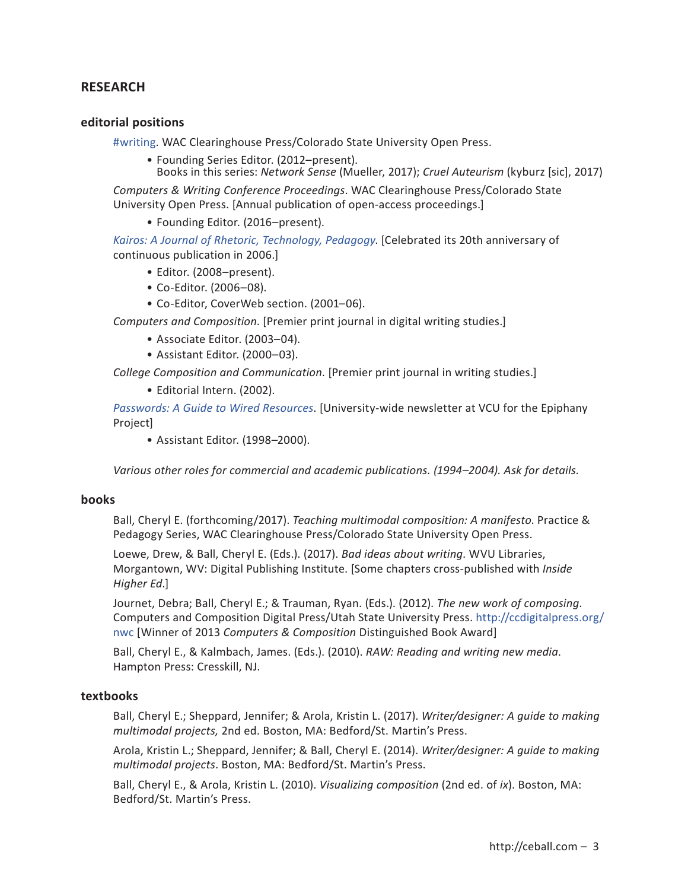## RESEARCH

### editorial positions

#writing. WAC Clearinghouse Press/Colorado State University Open Press.

- Founding Series Editor. (2012–present).
  Books in this series: *Network Sense* (Mueller, 2017); *Cruel Auteurism* (kyburz [sic], 2017)

*Computers & Writing Conference Proceedings*. WAC Clearinghouse Press/Colorado State University Open Press. [Annual publication of open-access proceedings.]

- Founding Editor. (2016–present).

*Kairos: A Journal of Rhetoric, Technology, Pedagogy*. [Celebrated its 20th anniversary of continuous publication in 2006.]

- Editor. (2008–present).
- Co-Editor. (2006–08).
- Co-Editor, CoverWeb section. (2001–06).

*Computers and Composition*. [Premier print journal in digital writing studies.]

- Associate Editor. (2003–04).
- Assistant Editor. (2000–03).

*College Composition and Communication*. [Premier print journal in writing studies.]

- Editorial Intern. (2002).

*Passwords: A Guide to Wired Resources*. [University-wide newsletter at VCU for the Epiphany Project]

- Assistant Editor. (1998–2000).

*Various other roles for commercial and academic publications. (1994–2004). Ask for details.*

### books

Ball, Cheryl E. (forthcoming/2017). *Teaching multimodal composition: A manifesto*. Practice & Pedagogy Series, WAC Clearinghouse Press/Colorado State University Open Press.

Loewe, Drew, & Ball, Cheryl E. (Eds.). (2017). *Bad ideas about writing*. WVU Libraries, Morgantown, WV: Digital Publishing Institute. [Some chapters cross-published with *Inside Higher Ed*.]

Journet, Debra; Ball, Cheryl E.; & Trauman, Ryan. (Eds.). (2012). *The new work of composing*. Computers and Composition Digital Press/Utah State University Press. http://ccdigitalpress.org/nwc [Winner of 2013 *Computers & Composition* Distinguished Book Award]

Ball, Cheryl E., & Kalmbach, James. (Eds.). (2010). *RAW: Reading and writing new media*. Hampton Press: Cresskill, NJ.

### textbooks

Ball, Cheryl E.; Sheppard, Jennifer; & Arola, Kristin L. (2017). *Writer/designer: A guide to making multimodal projects,* 2nd ed. Boston, MA: Bedford/St. Martin's Press.

Arola, Kristin L.; Sheppard, Jennifer; & Ball, Cheryl E. (2014). *Writer/designer: A guide to making multimodal projects*. Boston, MA: Bedford/St. Martin's Press.

Ball, Cheryl E., & Arola, Kristin L. (2010). *Visualizing composition* (2nd ed. of *ix*). Boston, MA: Bedford/St. Martin's Press.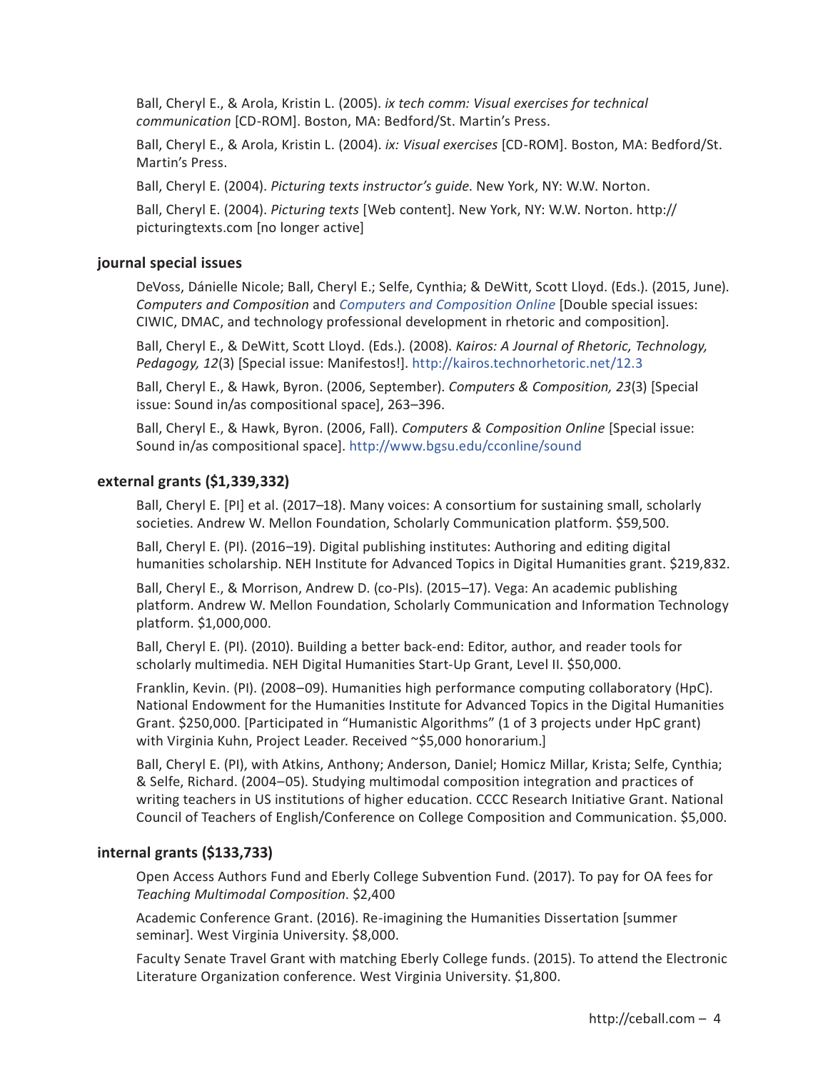Ball, Cheryl E., & Arola, Kristin L. (2005). *ix tech comm: Visual exercises for technical communication* [CD-ROM]. Boston, MA: Bedford/St. Martin's Press.

Ball, Cheryl E., & Arola, Kristin L. (2004). *ix: Visual exercises* [CD-ROM]. Boston, MA: Bedford/St. Martin's Press.

Ball, Cheryl E. (2004). *Picturing texts instructor's guide*. New York, NY: W.W. Norton.

Ball, Cheryl E. (2004). *Picturing texts* [Web content]. New York, NY: W.W. Norton. http://picturingtexts.com [no longer active]

### journal special issues

DeVoss, Dánielle Nicole; Ball, Cheryl E.; Selfe, Cynthia; & DeWitt, Scott Lloyd. (Eds.). (2015, June). *Computers and Composition* and *Computers and Composition Online* [Double special issues: CIWIC, DMAC, and technology professional development in rhetoric and composition].

Ball, Cheryl E., & DeWitt, Scott Lloyd. (Eds.). (2008). *Kairos: A Journal of Rhetoric, Technology, Pedagogy, 12*(3) [Special issue: Manifestos!]. http://kairos.technorhetoric.net/12.3

Ball, Cheryl E., & Hawk, Byron. (2006, September). *Computers & Composition, 23*(3) [Special issue: Sound in/as compositional space], 263–396.

Ball, Cheryl E., & Hawk, Byron. (2006, Fall). *Computers & Composition Online* [Special issue: Sound in/as compositional space]. http://www.bgsu.edu/cconline/sound

### external grants ($1,339,332)

Ball, Cheryl E. [PI] et al. (2017–18). Many voices: A consortium for sustaining small, scholarly societies. Andrew W. Mellon Foundation, Scholarly Communication platform. $59,500.

Ball, Cheryl E. (PI). (2016–19). Digital publishing institutes: Authoring and editing digital humanities scholarship. NEH Institute for Advanced Topics in Digital Humanities grant. $219,832.

Ball, Cheryl E., & Morrison, Andrew D. (co-PIs). (2015–17). Vega: An academic publishing platform. Andrew W. Mellon Foundation, Scholarly Communication and Information Technology platform. $1,000,000.

Ball, Cheryl E. (PI). (2010). Building a better back-end: Editor, author, and reader tools for scholarly multimedia. NEH Digital Humanities Start-Up Grant, Level II. $50,000.

Franklin, Kevin. (PI). (2008–09). Humanities high performance computing collaboratory (HpC). National Endowment for the Humanities Institute for Advanced Topics in the Digital Humanities Grant. $250,000. [Participated in "Humanistic Algorithms" (1 of 3 projects under HpC grant) with Virginia Kuhn, Project Leader. Received ~$5,000 honorarium.]

Ball, Cheryl E. (PI), with Atkins, Anthony; Anderson, Daniel; Homicz Millar, Krista; Selfe, Cynthia; & Selfe, Richard. (2004–05). Studying multimodal composition integration and practices of writing teachers in US institutions of higher education. CCCC Research Initiative Grant. National Council of Teachers of English/Conference on College Composition and Communication. $5,000.

### internal grants ($133,733)

Open Access Authors Fund and Eberly College Subvention Fund. (2017). To pay for OA fees for *Teaching Multimodal Composition*. $2,400

Academic Conference Grant. (2016). Re-imagining the Humanities Dissertation [summer seminar]. West Virginia University. $8,000.

Faculty Senate Travel Grant with matching Eberly College funds. (2015). To attend the Electronic Literature Organization conference. West Virginia University. $1,800.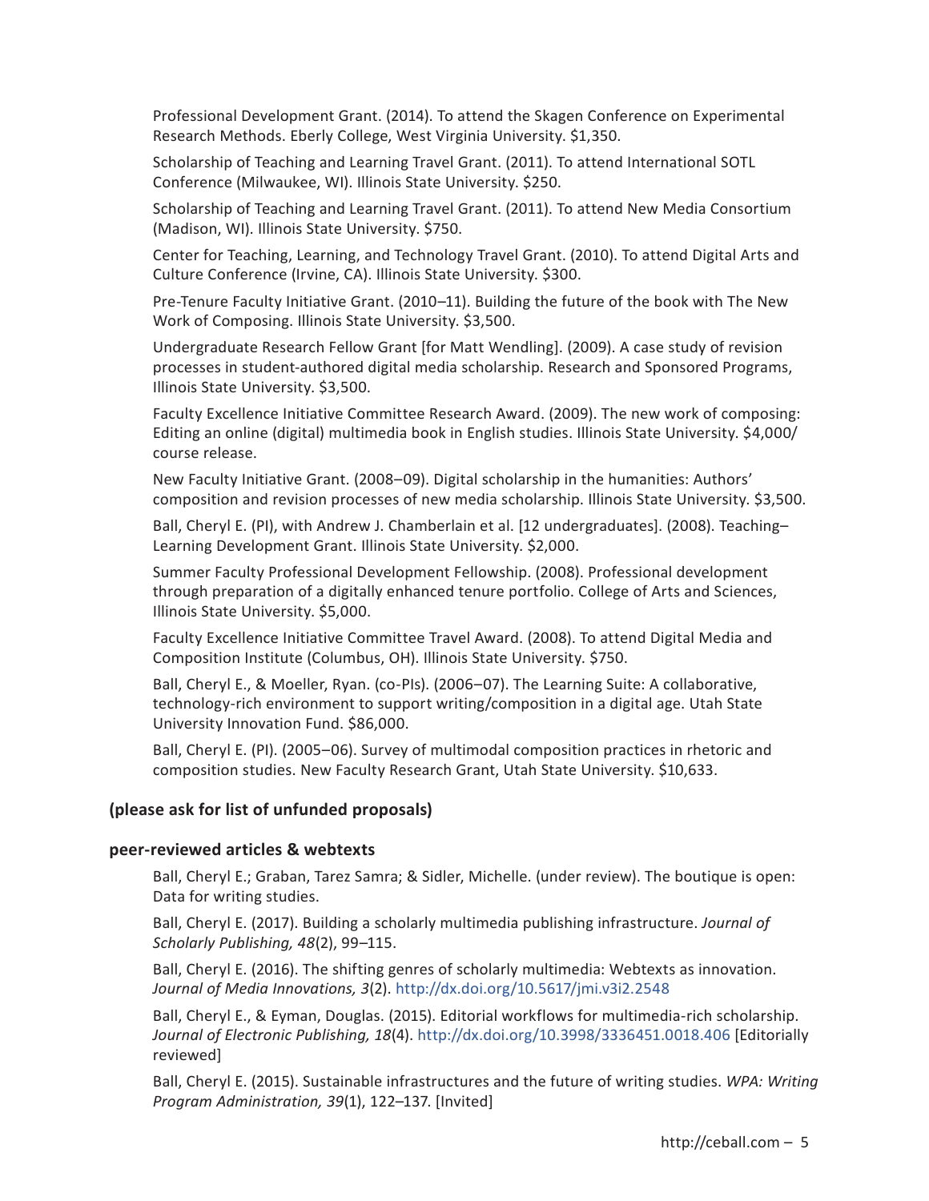Professional Development Grant. (2014). To attend the Skagen Conference on Experimental Research Methods. Eberly College, West Virginia University. $1,350.

Scholarship of Teaching and Learning Travel Grant. (2011). To attend International SOTL Conference (Milwaukee, WI). Illinois State University. $250.

Scholarship of Teaching and Learning Travel Grant. (2011). To attend New Media Consortium (Madison, WI). Illinois State University. $750.

Center for Teaching, Learning, and Technology Travel Grant. (2010). To attend Digital Arts and Culture Conference (Irvine, CA). Illinois State University. $300.

Pre-Tenure Faculty Initiative Grant. (2010–11). Building the future of the book with The New Work of Composing. Illinois State University. $3,500.

Undergraduate Research Fellow Grant [for Matt Wendling]. (2009). A case study of revision processes in student-authored digital media scholarship. Research and Sponsored Programs, Illinois State University. $3,500.

Faculty Excellence Initiative Committee Research Award. (2009). The new work of composing: Editing an online (digital) multimedia book in English studies. Illinois State University. $4,000/course release.

New Faculty Initiative Grant. (2008–09). Digital scholarship in the humanities: Authors' composition and revision processes of new media scholarship. Illinois State University. $3,500.

Ball, Cheryl E. (PI), with Andrew J. Chamberlain et al. [12 undergraduates]. (2008). Teaching–Learning Development Grant. Illinois State University. $2,000.

Summer Faculty Professional Development Fellowship. (2008). Professional development through preparation of a digitally enhanced tenure portfolio. College of Arts and Sciences, Illinois State University. $5,000.

Faculty Excellence Initiative Committee Travel Award. (2008). To attend Digital Media and Composition Institute (Columbus, OH). Illinois State University. $750.

Ball, Cheryl E., & Moeller, Ryan. (co-PIs). (2006–07). The Learning Suite: A collaborative, technology-rich environment to support writing/composition in a digital age. Utah State University Innovation Fund. $86,000.

Ball, Cheryl E. (PI). (2005–06). Survey of multimodal composition practices in rhetoric and composition studies. New Faculty Research Grant, Utah State University. $10,633.

**(please ask for list of unfunded proposals)**

### peer-reviewed articles & webtexts

Ball, Cheryl E.; Graban, Tarez Samra; & Sidler, Michelle. (under review). The boutique is open: Data for writing studies.

Ball, Cheryl E. (2017). Building a scholarly multimedia publishing infrastructure. *Journal of Scholarly Publishing, 48*(2), 99–115.

Ball, Cheryl E. (2016). The shifting genres of scholarly multimedia: Webtexts as innovation. *Journal of Media Innovations, 3*(2). http://dx.doi.org/10.5617/jmi.v3i2.2548

Ball, Cheryl E., & Eyman, Douglas. (2015). Editorial workflows for multimedia-rich scholarship. *Journal of Electronic Publishing, 18*(4). http://dx.doi.org/10.3998/3336451.0018.406 [Editorially reviewed]

Ball, Cheryl E. (2015). Sustainable infrastructures and the future of writing studies. *WPA: Writing Program Administration, 39*(1), 122–137. [Invited]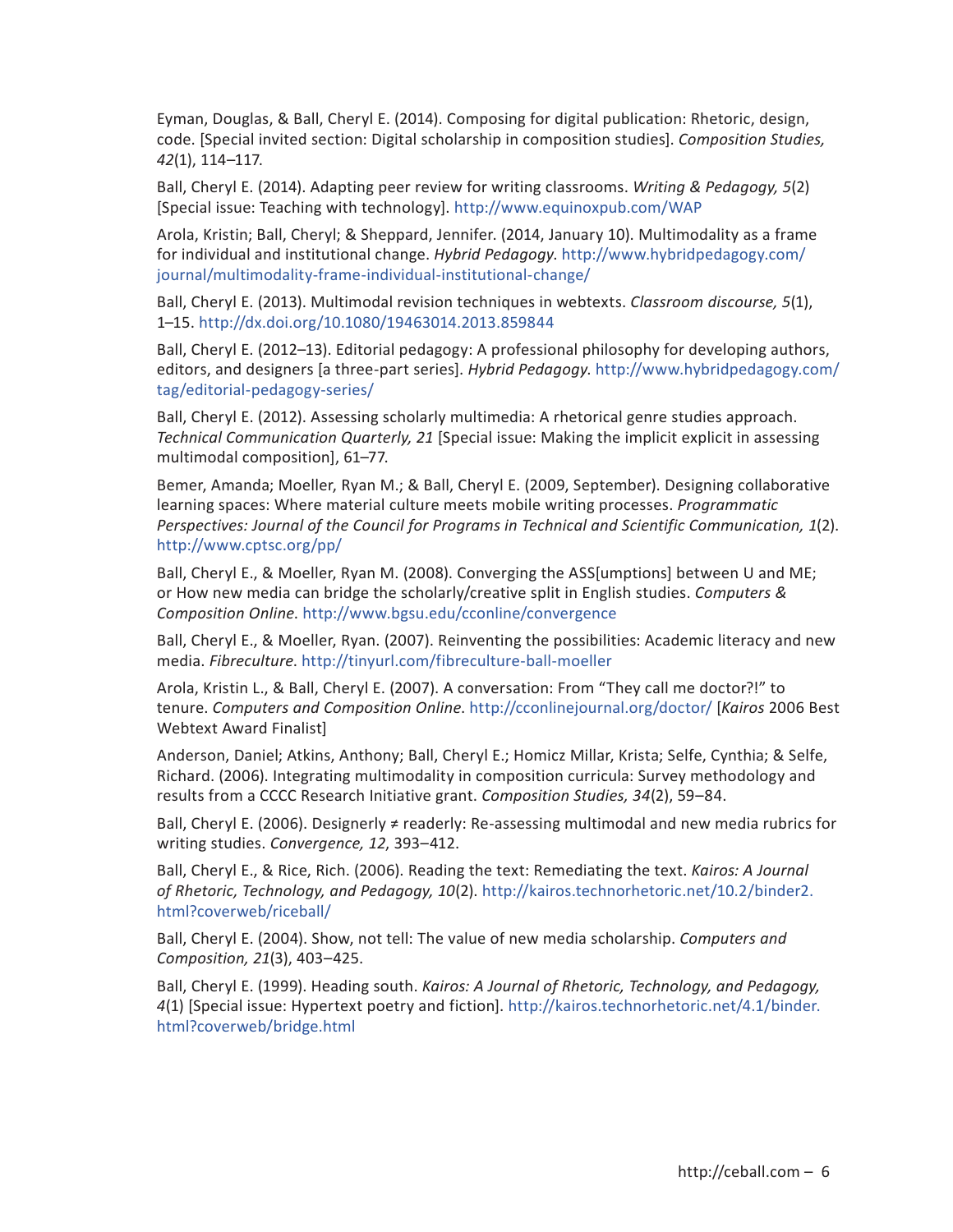Eyman, Douglas, & Ball, Cheryl E. (2014). Composing for digital publication: Rhetoric, design, code. [Special invited section: Digital scholarship in composition studies]. *Composition Studies, 42*(1), 114–117.

Ball, Cheryl E. (2014). Adapting peer review for writing classrooms. *Writing & Pedagogy, 5*(2) [Special issue: Teaching with technology]. http://www.equinoxpub.com/WAP

Arola, Kristin; Ball, Cheryl; & Sheppard, Jennifer. (2014, January 10). Multimodality as a frame for individual and institutional change. *Hybrid Pedagogy*. http://www.hybridpedagogy.com/journal/multimodality-frame-individual-institutional-change/

Ball, Cheryl E. (2013). Multimodal revision techniques in webtexts. *Classroom discourse, 5*(1), 1–15. http://dx.doi.org/10.1080/19463014.2013.859844

Ball, Cheryl E. (2012–13). Editorial pedagogy: A professional philosophy for developing authors, editors, and designers [a three-part series]. *Hybrid Pedagogy*. http://www.hybridpedagogy.com/tag/editorial-pedagogy-series/

Ball, Cheryl E. (2012). Assessing scholarly multimedia: A rhetorical genre studies approach. *Technical Communication Quarterly, 21* [Special issue: Making the implicit explicit in assessing multimodal composition], 61–77.

Bemer, Amanda; Moeller, Ryan M.; & Ball, Cheryl E. (2009, September). Designing collaborative learning spaces: Where material culture meets mobile writing processes. *Programmatic Perspectives: Journal of the Council for Programs in Technical and Scientific Communication, 1*(2). http://www.cptsc.org/pp/

Ball, Cheryl E., & Moeller, Ryan M. (2008). Converging the ASS[umptions] between U and ME; or How new media can bridge the scholarly/creative split in English studies. *Computers & Composition Online*. http://www.bgsu.edu/cconline/convergence

Ball, Cheryl E., & Moeller, Ryan. (2007). Reinventing the possibilities: Academic literacy and new media. *Fibreculture*. http://tinyurl.com/fibreculture-ball-moeller

Arola, Kristin L., & Ball, Cheryl E. (2007). A conversation: From "They call me doctor?!" to tenure. *Computers and Composition Online*. http://cconlinejournal.org/doctor/ [*Kairos* 2006 Best Webtext Award Finalist]

Anderson, Daniel; Atkins, Anthony; Ball, Cheryl E.; Homicz Millar, Krista; Selfe, Cynthia; & Selfe, Richard. (2006). Integrating multimodality in composition curricula: Survey methodology and results from a CCCC Research Initiative grant. *Composition Studies, 34*(2), 59–84.

Ball, Cheryl E. (2006). Designerly ≠ readerly: Re-assessing multimodal and new media rubrics for writing studies. *Convergence, 12*, 393–412.

Ball, Cheryl E., & Rice, Rich. (2006). Reading the text: Remediating the text. *Kairos: A Journal of Rhetoric, Technology, and Pedagogy, 10*(2). http://kairos.technorhetoric.net/10.2/binder2.html?coverweb/riceball/

Ball, Cheryl E. (2004). Show, not tell: The value of new media scholarship. *Computers and Composition, 21*(3), 403–425.

Ball, Cheryl E. (1999). Heading south. *Kairos: A Journal of Rhetoric, Technology, and Pedagogy, 4*(1) [Special issue: Hypertext poetry and fiction]. http://kairos.technorhetoric.net/4.1/binder.html?coverweb/bridge.html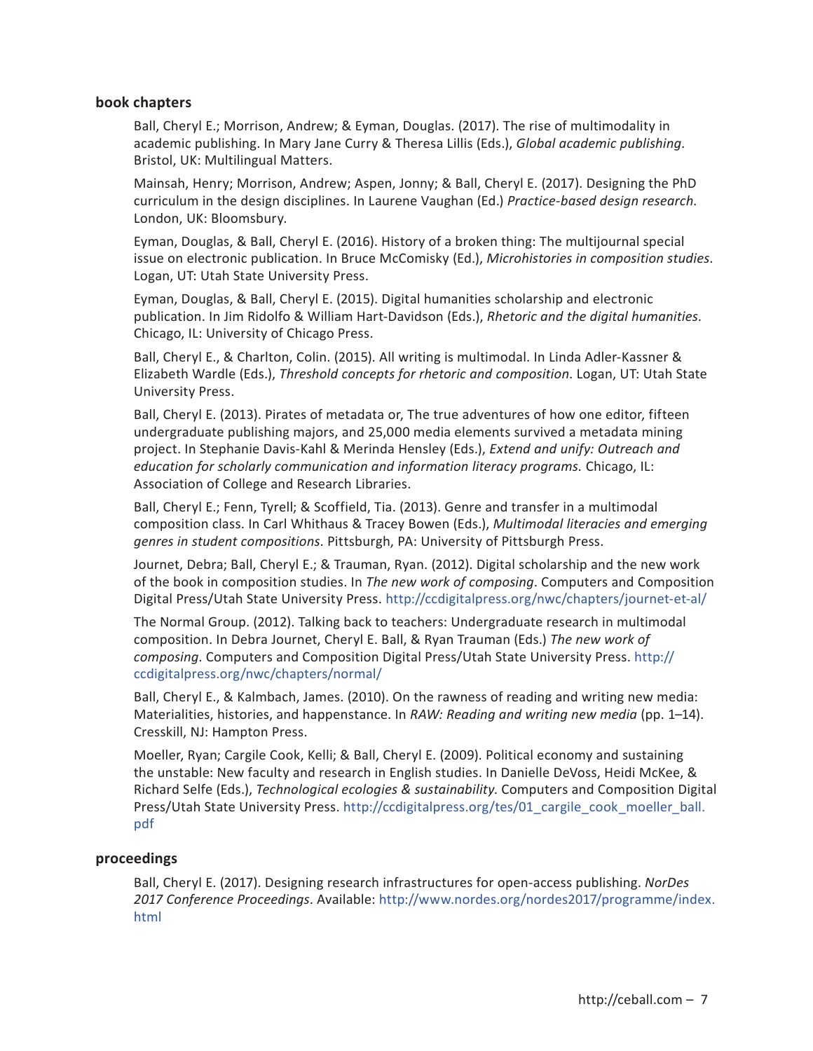## book chapters

Ball, Cheryl E.; Morrison, Andrew; & Eyman, Douglas. (2017). The rise of multimodality in academic publishing. In Mary Jane Curry & Theresa Lillis (Eds.), *Global academic publishing*. Bristol, UK: Multilingual Matters.

Mainsah, Henry; Morrison, Andrew; Aspen, Jonny; & Ball, Cheryl E. (2017). Designing the PhD curriculum in the design disciplines. In Laurene Vaughan (Ed.) *Practice-based design research*. London, UK: Bloomsbury.

Eyman, Douglas, & Ball, Cheryl E. (2016). History of a broken thing: The multijournal special issue on electronic publication. In Bruce McComisky (Ed.), *Microhistories in composition studies*. Logan, UT: Utah State University Press.

Eyman, Douglas, & Ball, Cheryl E. (2015). Digital humanities scholarship and electronic publication. In Jim Ridolfo & William Hart-Davidson (Eds.), *Rhetoric and the digital humanities*. Chicago, IL: University of Chicago Press.

Ball, Cheryl E., & Charlton, Colin. (2015). All writing is multimodal. In Linda Adler-Kassner & Elizabeth Wardle (Eds.), *Threshold concepts for rhetoric and composition*. Logan, UT: Utah State University Press.

Ball, Cheryl E. (2013). Pirates of metadata or, The true adventures of how one editor, fifteen undergraduate publishing majors, and 25,000 media elements survived a metadata mining project. In Stephanie Davis-Kahl & Merinda Hensley (Eds.), *Extend and unify: Outreach and education for scholarly communication and information literacy programs.* Chicago, IL: Association of College and Research Libraries.

Ball, Cheryl E.; Fenn, Tyrell; & Scoffield, Tia. (2013). Genre and transfer in a multimodal composition class. In Carl Whithaus & Tracey Bowen (Eds.), *Multimodal literacies and emerging genres in student compositions*. Pittsburgh, PA: University of Pittsburgh Press.

Journet, Debra; Ball, Cheryl E.; & Trauman, Ryan. (2012). Digital scholarship and the new work of the book in composition studies. In *The new work of composing*. Computers and Composition Digital Press/Utah State University Press. http://ccdigitalpress.org/nwc/chapters/journet-et-al/

The Normal Group. (2012). Talking back to teachers: Undergraduate research in multimodal composition. In Debra Journet, Cheryl E. Ball, & Ryan Trauman (Eds.) *The new work of composing*. Computers and Composition Digital Press/Utah State University Press. http://ccdigitalpress.org/nwc/chapters/normal/

Ball, Cheryl E., & Kalmbach, James. (2010). On the rawness of reading and writing new media: Materialities, histories, and happenstance. In *RAW: Reading and writing new media* (pp. 1–14). Cresskill, NJ: Hampton Press.

Moeller, Ryan; Cargile Cook, Kelli; & Ball, Cheryl E. (2009). Political economy and sustaining the unstable: New faculty and research in English studies. In Danielle DeVoss, Heidi McKee, & Richard Selfe (Eds.), *Technological ecologies & sustainability*. Computers and Composition Digital Press/Utah State University Press. http://ccdigitalpress.org/tes/01_cargile_cook_moeller_ball.pdf

## proceedings

Ball, Cheryl E. (2017). Designing research infrastructures for open-access publishing. *NorDes 2017 Conference Proceedings*. Available: http://www.nordes.org/nordes2017/programme/index.html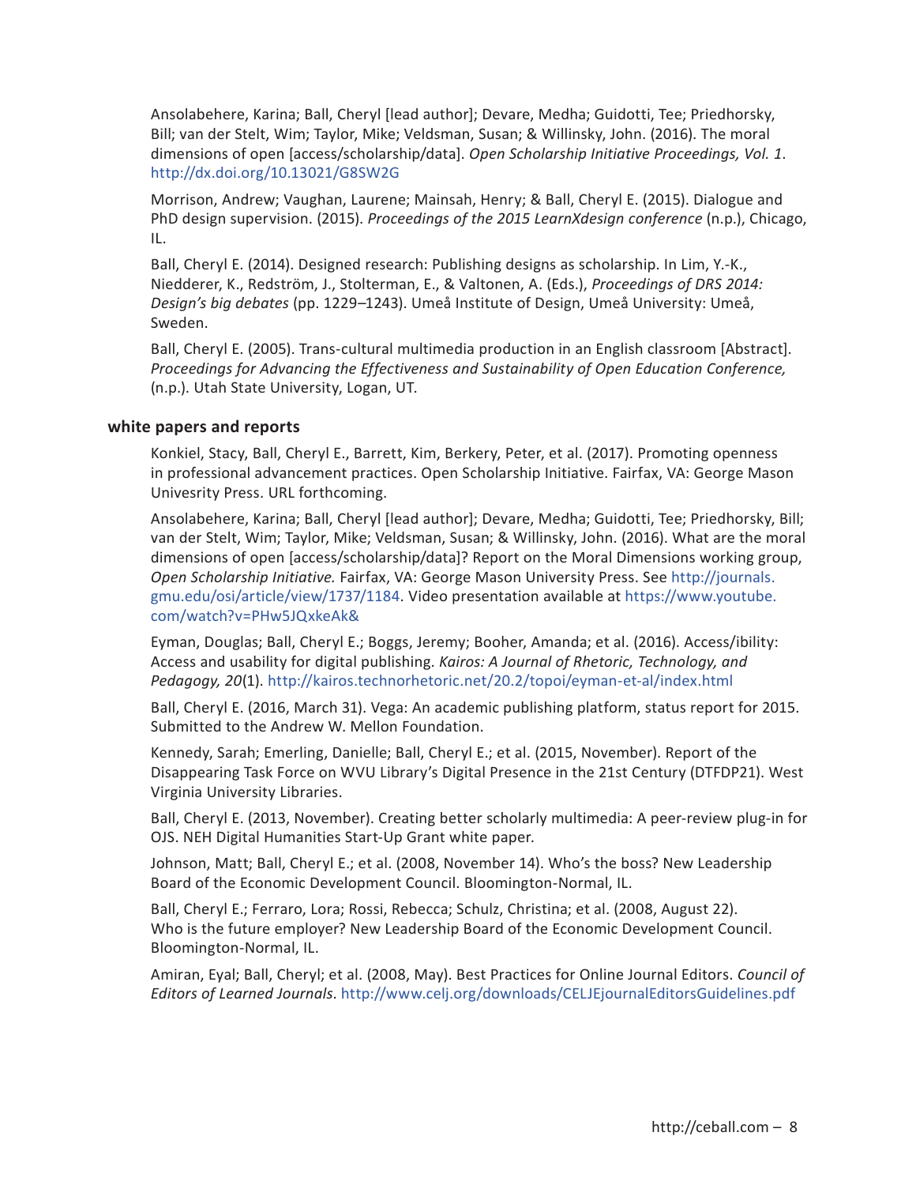Ansolabehere, Karina; Ball, Cheryl [lead author]; Devare, Medha; Guidotti, Tee; Priedhorsky, Bill; van der Stelt, Wim; Taylor, Mike; Veldsman, Susan; & Willinsky, John. (2016). The moral dimensions of open [access/scholarship/data]. *Open Scholarship Initiative Proceedings, Vol. 1*. http://dx.doi.org/10.13021/G8SW2G

Morrison, Andrew; Vaughan, Laurene; Mainsah, Henry; & Ball, Cheryl E. (2015). Dialogue and PhD design supervision. (2015). *Proceedings of the 2015 LearnXdesign conference* (n.p.), Chicago, IL.

Ball, Cheryl E. (2014). Designed research: Publishing designs as scholarship. In Lim, Y.-K., Niedderer, K., Redström, J., Stolterman, E., & Valtonen, A. (Eds.), *Proceedings of DRS 2014: Design's big debates* (pp. 1229–1243). Umeå Institute of Design, Umeå University: Umeå, Sweden.

Ball, Cheryl E. (2005). Trans-cultural multimedia production in an English classroom [Abstract]. *Proceedings for Advancing the Effectiveness and Sustainability of Open Education Conference,* (n.p.). Utah State University, Logan, UT.

### white papers and reports

Konkiel, Stacy, Ball, Cheryl E., Barrett, Kim, Berkery, Peter, et al. (2017). Promoting openness in professional advancement practices. Open Scholarship Initiative. Fairfax, VA: George Mason Univesrity Press. URL forthcoming.

Ansolabehere, Karina; Ball, Cheryl [lead author]; Devare, Medha; Guidotti, Tee; Priedhorsky, Bill; van der Stelt, Wim; Taylor, Mike; Veldsman, Susan; & Willinsky, John. (2016). What are the moral dimensions of open [access/scholarship/data]? Report on the Moral Dimensions working group, *Open Scholarship Initiative.* Fairfax, VA: George Mason University Press. See http://journals.gmu.edu/osi/article/view/1737/1184. Video presentation available at https://www.youtube.com/watch?v=PHw5JQxkeAk&

Eyman, Douglas; Ball, Cheryl E.; Boggs, Jeremy; Booher, Amanda; et al. (2016). Access/ibility: Access and usability for digital publishing. *Kairos: A Journal of Rhetoric, Technology, and Pedagogy, 20*(1). http://kairos.technorhetoric.net/20.2/topoi/eyman-et-al/index.html

Ball, Cheryl E. (2016, March 31). Vega: An academic publishing platform, status report for 2015. Submitted to the Andrew W. Mellon Foundation.

Kennedy, Sarah; Emerling, Danielle; Ball, Cheryl E.; et al. (2015, November). Report of the Disappearing Task Force on WVU Library's Digital Presence in the 21st Century (DTFDP21). West Virginia University Libraries.

Ball, Cheryl E. (2013, November). Creating better scholarly multimedia: A peer-review plug-in for OJS. NEH Digital Humanities Start-Up Grant white paper.

Johnson, Matt; Ball, Cheryl E.; et al. (2008, November 14). Who's the boss? New Leadership Board of the Economic Development Council. Bloomington-Normal, IL.

Ball, Cheryl E.; Ferraro, Lora; Rossi, Rebecca; Schulz, Christina; et al. (2008, August 22). Who is the future employer? New Leadership Board of the Economic Development Council. Bloomington-Normal, IL.

Amiran, Eyal; Ball, Cheryl; et al. (2008, May). Best Practices for Online Journal Editors. *Council of Editors of Learned Journals*. http://www.celj.org/downloads/CELJEjournalEditorsGuidelines.pdf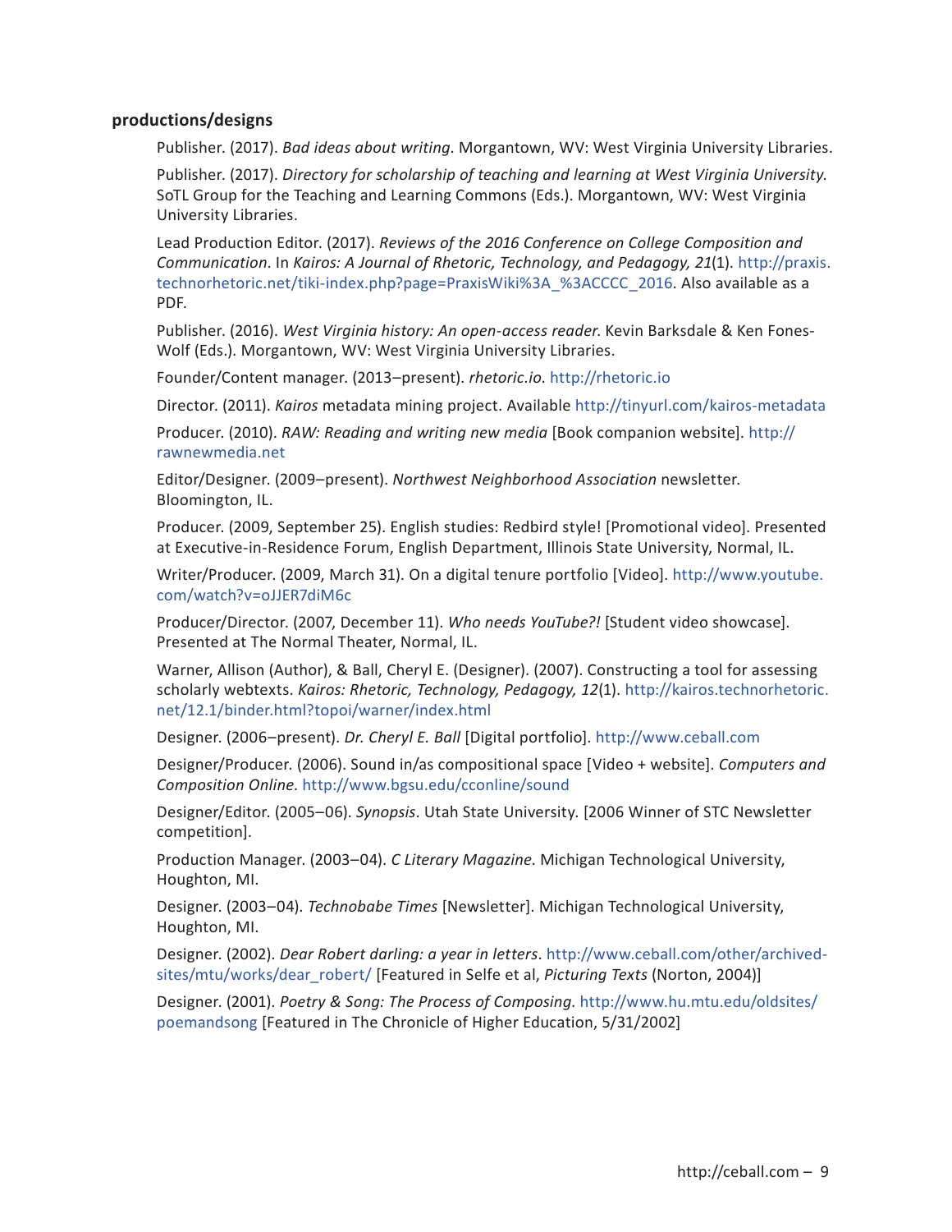**productions/designs**

Publisher. (2017). *Bad ideas about writing*. Morgantown, WV: West Virginia University Libraries.

Publisher. (2017). *Directory for scholarship of teaching and learning at West Virginia University*. SoTL Group for the Teaching and Learning Commons (Eds.). Morgantown, WV: West Virginia University Libraries.

Lead Production Editor. (2017). *Reviews of the 2016 Conference on College Composition and Communication*. In *Kairos: A Journal of Rhetoric, Technology, and Pedagogy, 21*(1). http://praxis.technorhetoric.net/tiki-index.php?page=PraxisWiki%3A_%3ACCCC_2016. Also available as a PDF.

Publisher. (2016). *West Virginia history: An open-access reader.* Kevin Barksdale & Ken Fones-Wolf (Eds.). Morgantown, WV: West Virginia University Libraries.

Founder/Content manager. (2013–present). *rhetoric.io*. http://rhetoric.io

Director. (2011). *Kairos* metadata mining project. Available http://tinyurl.com/kairos-metadata

Producer. (2010). *RAW: Reading and writing new media* [Book companion website]. http://rawnewmedia.net

Editor/Designer. (2009–present). *Northwest Neighborhood Association* newsletter. Bloomington, IL.

Producer. (2009, September 25). English studies: Redbird style! [Promotional video]. Presented at Executive-in-Residence Forum, English Department, Illinois State University, Normal, IL.

Writer/Producer. (2009, March 31). On a digital tenure portfolio [Video]. http://www.youtube.com/watch?v=oJJER7diM6c

Producer/Director. (2007, December 11). *Who needs YouTube?!* [Student video showcase]. Presented at The Normal Theater, Normal, IL.

Warner, Allison (Author), & Ball, Cheryl E. (Designer). (2007). Constructing a tool for assessing scholarly webtexts. *Kairos: Rhetoric, Technology, Pedagogy, 12*(1). http://kairos.technorhetoric.net/12.1/binder.html?topoi/warner/index.html

Designer. (2006–present). *Dr. Cheryl E. Ball* [Digital portfolio]. http://www.ceball.com

Designer/Producer. (2006). Sound in/as compositional space [Video + website]. *Computers and Composition Online*. http://www.bgsu.edu/cconline/sound

Designer/Editor. (2005–06). *Synopsis*. Utah State University. [2006 Winner of STC Newsletter competition].

Production Manager. (2003–04). *C Literary Magazine*. Michigan Technological University, Houghton, MI.

Designer. (2003–04). *Technobabe Times* [Newsletter]. Michigan Technological University, Houghton, MI.

Designer. (2002). *Dear Robert darling: a year in letters*. http://www.ceball.com/other/archived-sites/mtu/works/dear_robert/ [Featured in Selfe et al, *Picturing Texts* (Norton, 2004)]

Designer. (2001). *Poetry & Song: The Process of Composing*. http://www.hu.mtu.edu/oldsites/poemandsong [Featured in The Chronicle of Higher Education, 5/31/2002]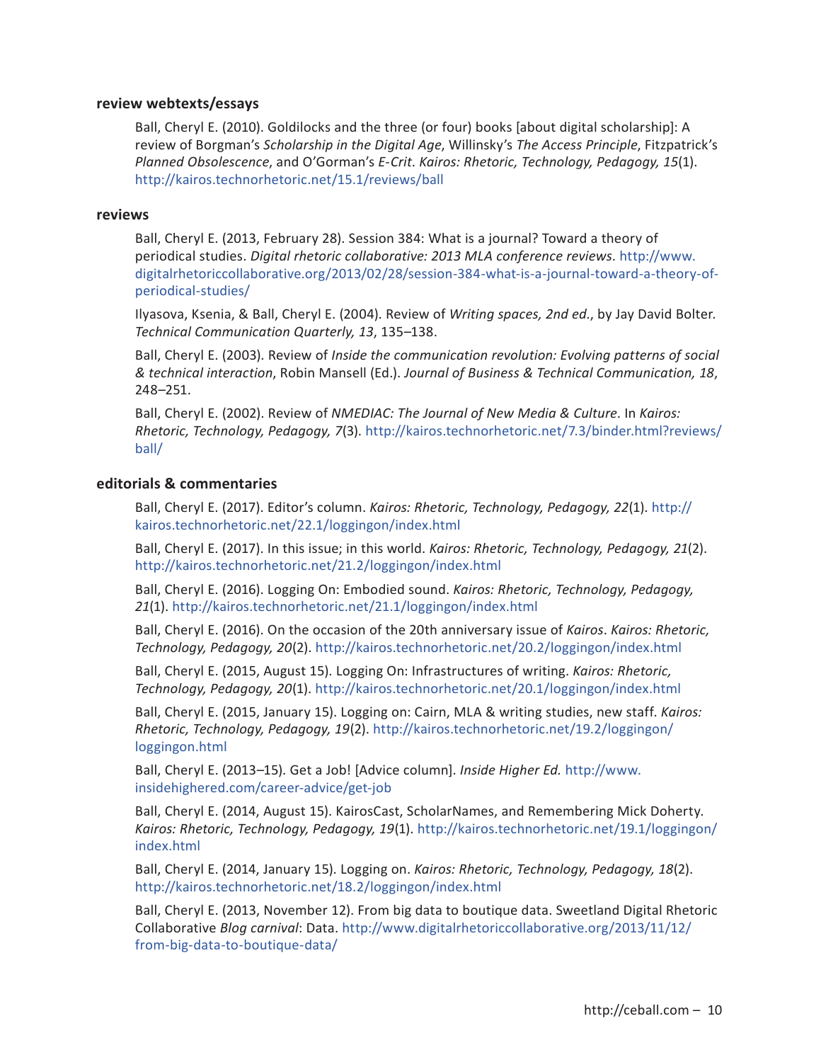### review webtexts/essays

Ball, Cheryl E. (2010). Goldilocks and the three (or four) books [about digital scholarship]: A review of Borgman's *Scholarship in the Digital Age*, Willinsky's *The Access Principle*, Fitzpatrick's *Planned Obsolescence*, and O'Gorman's *E-Crit*. *Kairos: Rhetoric, Technology, Pedagogy, 15*(1). http://kairos.technorhetoric.net/15.1/reviews/ball

### reviews

Ball, Cheryl E. (2013, February 28). Session 384: What is a journal? Toward a theory of periodical studies. *Digital rhetoric collaborative: 2013 MLA conference reviews*. http://www.digitalrhetoriccollaborative.org/2013/02/28/session-384-what-is-a-journal-toward-a-theory-of-periodical-studies/

Ilyasova, Ksenia, & Ball, Cheryl E. (2004). Review of *Writing spaces, 2nd ed.*, by Jay David Bolter. *Technical Communication Quarterly, 13*, 135–138.

Ball, Cheryl E. (2003). Review of *Inside the communication revolution: Evolving patterns of social & technical interaction*, Robin Mansell (Ed.). *Journal of Business & Technical Communication, 18*, 248–251.

Ball, Cheryl E. (2002). Review of *NMEDIAC: The Journal of New Media & Culture*. In *Kairos: Rhetoric, Technology, Pedagogy, 7*(3). http://kairos.technorhetoric.net/7.3/binder.html?reviews/ball/

### editorials & commentaries

Ball, Cheryl E. (2017). Editor's column. *Kairos: Rhetoric, Technology, Pedagogy, 22*(1). http://kairos.technorhetoric.net/22.1/loggingon/index.html

Ball, Cheryl E. (2017). In this issue; in this world. *Kairos: Rhetoric, Technology, Pedagogy, 21*(2). http://kairos.technorhetoric.net/21.2/loggingon/index.html

Ball, Cheryl E. (2016). Logging On: Embodied sound. *Kairos: Rhetoric, Technology, Pedagogy, 21*(1). http://kairos.technorhetoric.net/21.1/loggingon/index.html

Ball, Cheryl E. (2016). On the occasion of the 20th anniversary issue of *Kairos*. *Kairos: Rhetoric, Technology, Pedagogy, 20*(2). http://kairos.technorhetoric.net/20.2/loggingon/index.html

Ball, Cheryl E. (2015, August 15). Logging On: Infrastructures of writing. *Kairos: Rhetoric, Technology, Pedagogy, 20*(1). http://kairos.technorhetoric.net/20.1/loggingon/index.html

Ball, Cheryl E. (2015, January 15). Logging on: Cairn, MLA & writing studies, new staff. *Kairos: Rhetoric, Technology, Pedagogy, 19*(2). http://kairos.technorhetoric.net/19.2/loggingon/loggingon.html

Ball, Cheryl E. (2013–15). Get a Job! [Advice column]. *Inside Higher Ed.* http://www.insidehighered.com/career-advice/get-job

Ball, Cheryl E. (2014, August 15). KairosCast, ScholarNames, and Remembering Mick Doherty. *Kairos: Rhetoric, Technology, Pedagogy, 19*(1). http://kairos.technorhetoric.net/19.1/loggingon/index.html

Ball, Cheryl E. (2014, January 15). Logging on. *Kairos: Rhetoric, Technology, Pedagogy, 18*(2). http://kairos.technorhetoric.net/18.2/loggingon/index.html

Ball, Cheryl E. (2013, November 12). From big data to boutique data. Sweetland Digital Rhetoric Collaborative *Blog carnival*: Data. http://www.digitalrhetoriccollaborative.org/2013/11/12/from-big-data-to-boutique-data/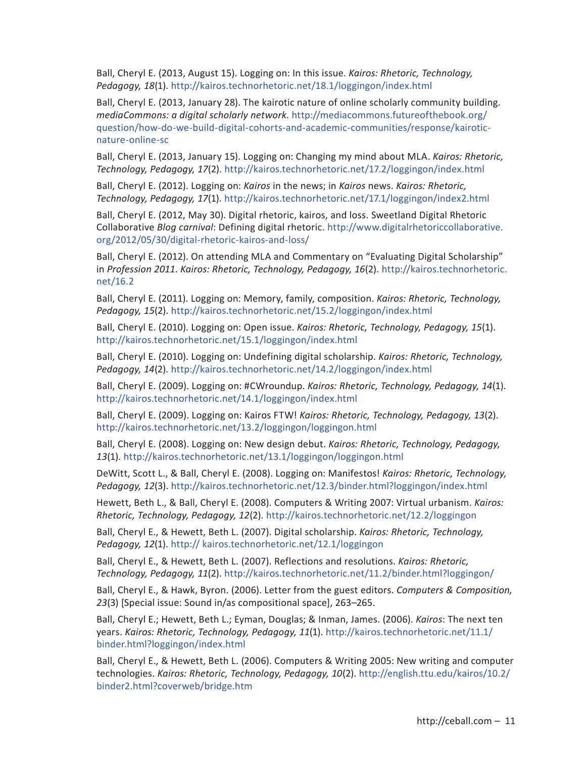Ball, Cheryl E. (2013, August 15). Logging on: In this issue. *Kairos: Rhetoric, Technology, Pedagogy, 18*(1). http://kairos.technorhetoric.net/18.1/loggingon/index.html

Ball, Cheryl E. (2013, January 28). The kairotic nature of online scholarly community building. *mediaCommons: a digital scholarly network*. http://mediacommons.futureofthebook.org/question/how-do-we-build-digital-cohorts-and-academic-communities/response/kairotic-nature-online-sc

Ball, Cheryl E. (2013, January 15). Logging on: Changing my mind about MLA. *Kairos: Rhetoric, Technology, Pedagogy, 17*(2). http://kairos.technorhetoric.net/17.2/loggingon/index.html

Ball, Cheryl E. (2012). Logging on: *Kairos* in the news; in *Kairos* news. *Kairos: Rhetoric, Technology, Pedagogy, 17*(1). http://kairos.technorhetoric.net/17.1/loggingon/index2.html

Ball, Cheryl E. (2012, May 30). Digital rhetoric, kairos, and loss. Sweetland Digital Rhetoric Collaborative *Blog carnival*: Defining digital rhetoric. http://www.digitalrhetoriccollaborative.org/2012/05/30/digital-rhetoric-kairos-and-loss/

Ball, Cheryl E. (2012). On attending MLA and Commentary on "Evaluating Digital Scholarship" in *Profession 2011*. *Kairos: Rhetoric, Technology, Pedagogy, 16*(2). http://kairos.technorhetoric.net/16.2

Ball, Cheryl E. (2011). Logging on: Memory, family, composition. *Kairos: Rhetoric, Technology, Pedagogy, 15*(2). http://kairos.technorhetoric.net/15.2/loggingon/index.html

Ball, Cheryl E. (2010). Logging on: Open issue. *Kairos: Rhetoric, Technology, Pedagogy, 15*(1). http://kairos.technorhetoric.net/15.1/loggingon/index.html

Ball, Cheryl E. (2010). Logging on: Undefining digital scholarship. *Kairos: Rhetoric, Technology, Pedagogy, 14*(2). http://kairos.technorhetoric.net/14.2/loggingon/index.html

Ball, Cheryl E. (2009). Logging on: #CWroundup. *Kairos: Rhetoric, Technology, Pedagogy, 14*(1). http://kairos.technorhetoric.net/14.1/loggingon/index.html

Ball, Cheryl E. (2009). Logging on: Kairos FTW! *Kairos: Rhetoric, Technology, Pedagogy, 13*(2). http://kairos.technorhetoric.net/13.2/loggingon/loggingon.html

Ball, Cheryl E. (2008). Logging on: New design debut. *Kairos: Rhetoric, Technology, Pedagogy, 13*(1). http://kairos.technorhetoric.net/13.1/loggingon/loggingon.html

DeWitt, Scott L., & Ball, Cheryl E. (2008). Logging on: Manifestos! *Kairos: Rhetoric, Technology, Pedagogy, 12*(3). http://kairos.technorhetoric.net/12.3/binder.html?loggingon/index.html

Hewett, Beth L., & Ball, Cheryl E. (2008). Computers & Writing 2007: Virtual urbanism. *Kairos: Rhetoric, Technology, Pedagogy, 12*(2). http://kairos.technorhetoric.net/12.2/loggingon

Ball, Cheryl E., & Hewett, Beth L. (2007). Digital scholarship. *Kairos: Rhetoric, Technology, Pedagogy, 12*(1). http:// kairos.technorhetoric.net/12.1/loggingon

Ball, Cheryl E., & Hewett, Beth L. (2007). Reflections and resolutions. *Kairos: Rhetoric, Technology, Pedagogy, 11*(2). http://kairos.technorhetoric.net/11.2/binder.html?loggingon/

Ball, Cheryl E., & Hawk, Byron. (2006). Letter from the guest editors. *Computers & Composition, 23*(3) [Special issue: Sound in/as compositional space], 263–265.

Ball, Cheryl E.; Hewett, Beth L.; Eyman, Douglas; & Inman, James. (2006). *Kairos*: The next ten years. *Kairos: Rhetoric, Technology, Pedagogy, 11*(1). http://kairos.technorhetoric.net/11.1/binder.html?loggingon/index.html

Ball, Cheryl E., & Hewett, Beth L. (2006). Computers & Writing 2005: New writing and computer technologies. *Kairos: Rhetoric, Technology, Pedagogy, 10*(2). http://english.ttu.edu/kairos/10.2/binder2.html?coverweb/bridge.htm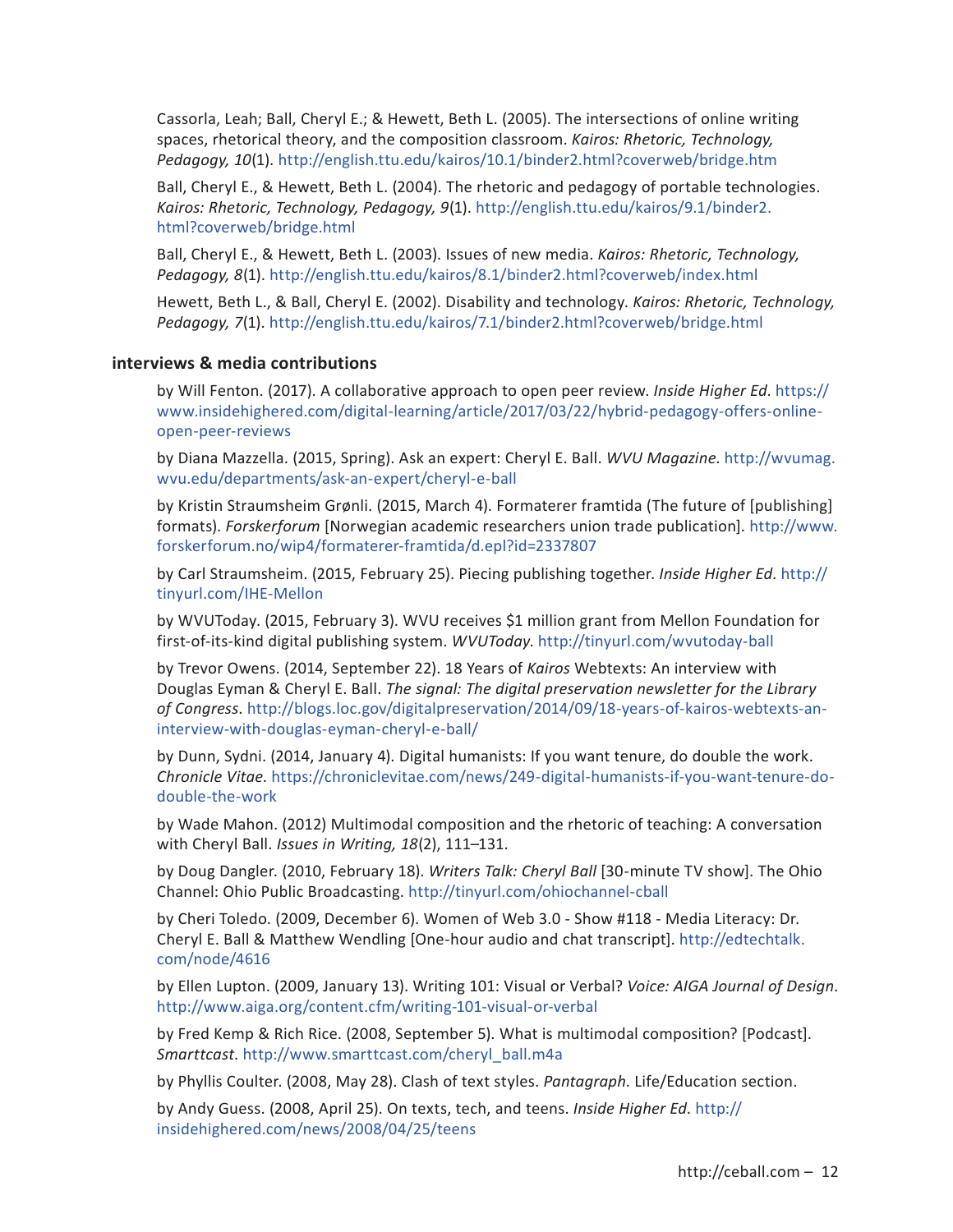Cassorla, Leah; Ball, Cheryl E.; & Hewett, Beth L. (2005). The intersections of online writing spaces, rhetorical theory, and the composition classroom. *Kairos: Rhetoric, Technology, Pedagogy, 10*(1). http://english.ttu.edu/kairos/10.1/binder2.html?coverweb/bridge.htm

Ball, Cheryl E., & Hewett, Beth L. (2004). The rhetoric and pedagogy of portable technologies. *Kairos: Rhetoric, Technology, Pedagogy, 9*(1). http://english.ttu.edu/kairos/9.1/binder2.html?coverweb/bridge.html

Ball, Cheryl E., & Hewett, Beth L. (2003). Issues of new media. *Kairos: Rhetoric, Technology, Pedagogy, 8*(1). http://english.ttu.edu/kairos/8.1/binder2.html?coverweb/index.html

Hewett, Beth L., & Ball, Cheryl E. (2002). Disability and technology. *Kairos: Rhetoric, Technology, Pedagogy, 7*(1). http://english.ttu.edu/kairos/7.1/binder2.html?coverweb/bridge.html

**interviews & media contributions**

by Will Fenton. (2017). A collaborative approach to open peer review. *Inside Higher Ed*. https://www.insidehighered.com/digital-learning/article/2017/03/22/hybrid-pedagogy-offers-online-open-peer-reviews

by Diana Mazzella. (2015, Spring). Ask an expert: Cheryl E. Ball. *WVU Magazine*. http://wvumag.wvu.edu/departments/ask-an-expert/cheryl-e-ball

by Kristin Straumsheim Grønli. (2015, March 4). Formaterer framtida (The future of [publishing] formats). *Forskerforum* [Norwegian academic researchers union trade publication]. http://www.forskerforum.no/wip4/formaterer-framtida/d.epl?id=2337807

by Carl Straumsheim. (2015, February 25). Piecing publishing together. *Inside Higher Ed*. http://tinyurl.com/IHE-Mellon

by WVUToday. (2015, February 3). WVU receives $1 million grant from Mellon Foundation for first-of-its-kind digital publishing system. *WVUToday*. http://tinyurl.com/wvutoday-ball

by Trevor Owens. (2014, September 22). 18 Years of *Kairos* Webtexts: An interview with Douglas Eyman & Cheryl E. Ball. *The signal: The digital preservation newsletter for the Library of Congress*. http://blogs.loc.gov/digitalpreservation/2014/09/18-years-of-kairos-webtexts-an-interview-with-douglas-eyman-cheryl-e-ball/

by Dunn, Sydni. (2014, January 4). Digital humanists: If you want tenure, do double the work. *Chronicle Vitae*. https://chroniclevitae.com/news/249-digital-humanists-if-you-want-tenure-do-double-the-work

by Wade Mahon. (2012) Multimodal composition and the rhetoric of teaching: A conversation with Cheryl Ball. *Issues in Writing, 18*(2), 111–131.

by Doug Dangler. (2010, February 18). *Writers Talk: Cheryl Ball* [30-minute TV show]. The Ohio Channel: Ohio Public Broadcasting. http://tinyurl.com/ohiochannel-cball

by Cheri Toledo. (2009, December 6). Women of Web 3.0 - Show #118 - Media Literacy: Dr. Cheryl E. Ball & Matthew Wendling [One-hour audio and chat transcript]. http://edtechtalk.com/node/4616

by Ellen Lupton. (2009, January 13). Writing 101: Visual or Verbal? *Voice: AIGA Journal of Design*. http://www.aiga.org/content.cfm/writing-101-visual-or-verbal

by Fred Kemp & Rich Rice. (2008, September 5). What is multimodal composition? [Podcast]. *Smarttcast*. http://www.smarttcast.com/cheryl_ball.m4a

by Phyllis Coulter. (2008, May 28). Clash of text styles. *Pantagraph*. Life/Education section.

by Andy Guess. (2008, April 25). On texts, tech, and teens. *Inside Higher Ed*. http://insidehighered.com/news/2008/04/25/teens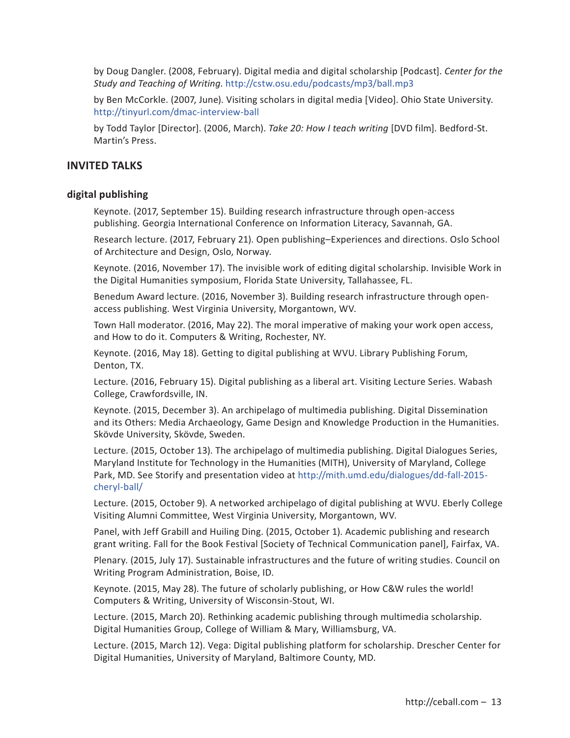by Doug Dangler. (2008, February). Digital media and digital scholarship [Podcast]. *Center for the Study and Teaching of Writing*. http://cstw.osu.edu/podcasts/mp3/ball.mp3

by Ben McCorkle. (2007, June). Visiting scholars in digital media [Video]. Ohio State University. http://tinyurl.com/dmac-interview-ball

by Todd Taylor [Director]. (2006, March). *Take 20: How I teach writing* [DVD film]. Bedford-St. Martin's Press.

## INVITED TALKS

### digital publishing

Keynote. (2017, September 15). Building research infrastructure through open-access publishing. Georgia International Conference on Information Literacy, Savannah, GA.

Research lecture. (2017, February 21). Open publishing–Experiences and directions. Oslo School of Architecture and Design, Oslo, Norway.

Keynote. (2016, November 17). The invisible work of editing digital scholarship. Invisible Work in the Digital Humanities symposium, Florida State University, Tallahassee, FL.

Benedum Award lecture. (2016, November 3). Building research infrastructure through open-access publishing. West Virginia University, Morgantown, WV.

Town Hall moderator. (2016, May 22). The moral imperative of making your work open access, and How to do it. Computers & Writing, Rochester, NY.

Keynote. (2016, May 18). Getting to digital publishing at WVU. Library Publishing Forum, Denton, TX.

Lecture. (2016, February 15). Digital publishing as a liberal art. Visiting Lecture Series. Wabash College, Crawfordsville, IN.

Keynote. (2015, December 3). An archipelago of multimedia publishing. Digital Dissemination and its Others: Media Archaeology, Game Design and Knowledge Production in the Humanities. Skövde University, Skövde, Sweden.

Lecture. (2015, October 13). The archipelago of multimedia publishing. Digital Dialogues Series, Maryland Institute for Technology in the Humanities (MITH), University of Maryland, College Park, MD. See Storify and presentation video at http://mith.umd.edu/dialogues/dd-fall-2015-cheryl-ball/

Lecture. (2015, October 9). A networked archipelago of digital publishing at WVU. Eberly College Visiting Alumni Committee, West Virginia University, Morgantown, WV.

Panel, with Jeff Grabill and Huiling Ding. (2015, October 1). Academic publishing and research grant writing. Fall for the Book Festival [Society of Technical Communication panel], Fairfax, VA.

Plenary. (2015, July 17). Sustainable infrastructures and the future of writing studies. Council on Writing Program Administration, Boise, ID.

Keynote. (2015, May 28). The future of scholarly publishing, or How C&W rules the world! Computers & Writing, University of Wisconsin-Stout, WI.

Lecture. (2015, March 20). Rethinking academic publishing through multimedia scholarship. Digital Humanities Group, College of William & Mary, Williamsburg, VA.

Lecture. (2015, March 12). Vega: Digital publishing platform for scholarship. Drescher Center for Digital Humanities, University of Maryland, Baltimore County, MD.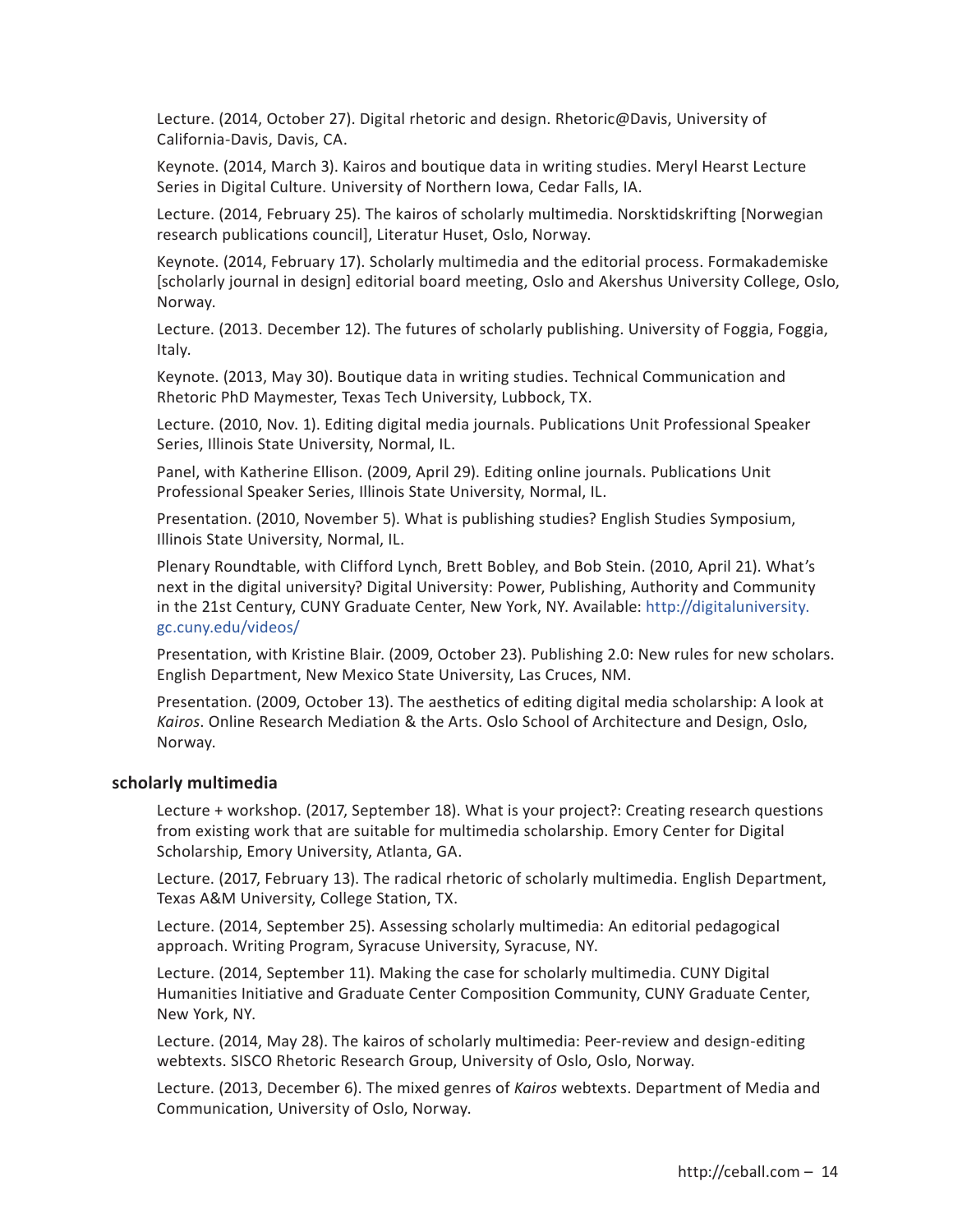Lecture. (2014, October 27). Digital rhetoric and design. Rhetoric@Davis, University of California-Davis, Davis, CA.

Keynote. (2014, March 3). Kairos and boutique data in writing studies. Meryl Hearst Lecture Series in Digital Culture. University of Northern Iowa, Cedar Falls, IA.

Lecture. (2014, February 25). The kairos of scholarly multimedia. Norsktidskrifting [Norwegian research publications council], Literatur Huset, Oslo, Norway.

Keynote. (2014, February 17). Scholarly multimedia and the editorial process. Formakademiske [scholarly journal in design] editorial board meeting, Oslo and Akershus University College, Oslo, Norway.

Lecture. (2013. December 12). The futures of scholarly publishing. University of Foggia, Foggia, Italy.

Keynote. (2013, May 30). Boutique data in writing studies. Technical Communication and Rhetoric PhD Maymester, Texas Tech University, Lubbock, TX.

Lecture. (2010, Nov. 1). Editing digital media journals. Publications Unit Professional Speaker Series, Illinois State University, Normal, IL.

Panel, with Katherine Ellison. (2009, April 29). Editing online journals. Publications Unit Professional Speaker Series, Illinois State University, Normal, IL.

Presentation. (2010, November 5). What is publishing studies? English Studies Symposium, Illinois State University, Normal, IL.

Plenary Roundtable, with Clifford Lynch, Brett Bobley, and Bob Stein. (2010, April 21). What's next in the digital university? Digital University: Power, Publishing, Authority and Community in the 21st Century, CUNY Graduate Center, New York, NY. Available: http://digitaluniversity.gc.cuny.edu/videos/

Presentation, with Kristine Blair. (2009, October 23). Publishing 2.0: New rules for new scholars. English Department, New Mexico State University, Las Cruces, NM.

Presentation. (2009, October 13). The aesthetics of editing digital media scholarship: A look at *Kairos*. Online Research Mediation & the Arts. Oslo School of Architecture and Design, Oslo, Norway.

### scholarly multimedia

Lecture + workshop. (2017, September 18). What is your project?: Creating research questions from existing work that are suitable for multimedia scholarship. Emory Center for Digital Scholarship, Emory University, Atlanta, GA.

Lecture. (2017, February 13). The radical rhetoric of scholarly multimedia. English Department, Texas A&M University, College Station, TX.

Lecture. (2014, September 25). Assessing scholarly multimedia: An editorial pedagogical approach. Writing Program, Syracuse University, Syracuse, NY.

Lecture. (2014, September 11). Making the case for scholarly multimedia. CUNY Digital Humanities Initiative and Graduate Center Composition Community, CUNY Graduate Center, New York, NY.

Lecture. (2014, May 28). The kairos of scholarly multimedia: Peer-review and design-editing webtexts. SISCO Rhetoric Research Group, University of Oslo, Oslo, Norway.

Lecture. (2013, December 6). The mixed genres of *Kairos* webtexts. Department of Media and Communication, University of Oslo, Norway.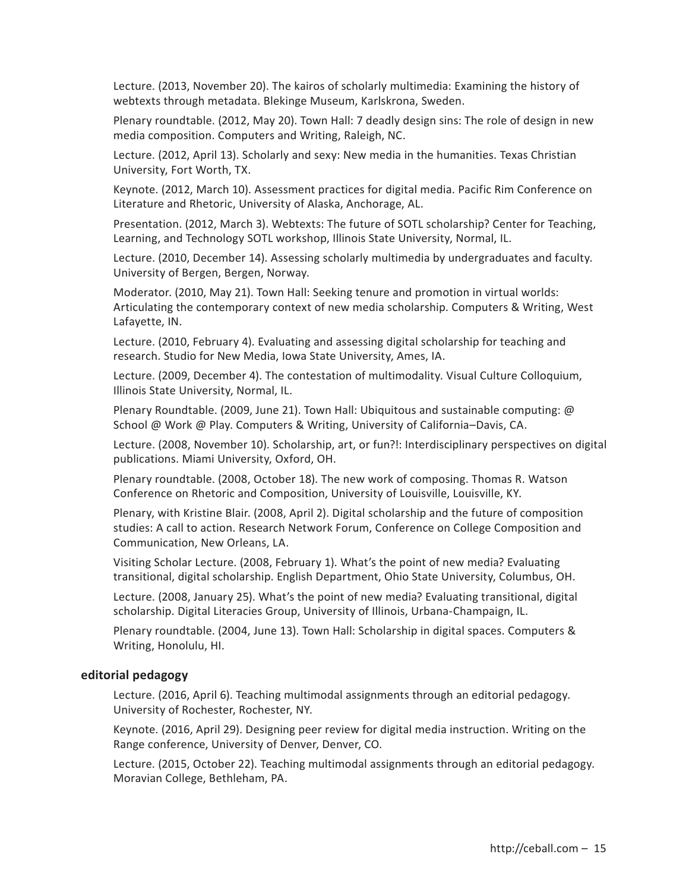Lecture. (2013, November 20). The kairos of scholarly multimedia: Examining the history of webtexts through metadata. Blekinge Museum, Karlskrona, Sweden.

Plenary roundtable. (2012, May 20). Town Hall: 7 deadly design sins: The role of design in new media composition. Computers and Writing, Raleigh, NC.

Lecture. (2012, April 13). Scholarly and sexy: New media in the humanities. Texas Christian University, Fort Worth, TX.

Keynote. (2012, March 10). Assessment practices for digital media. Pacific Rim Conference on Literature and Rhetoric, University of Alaska, Anchorage, AL.

Presentation. (2012, March 3). Webtexts: The future of SOTL scholarship? Center for Teaching, Learning, and Technology SOTL workshop, Illinois State University, Normal, IL.

Lecture. (2010, December 14). Assessing scholarly multimedia by undergraduates and faculty. University of Bergen, Bergen, Norway.

Moderator. (2010, May 21). Town Hall: Seeking tenure and promotion in virtual worlds: Articulating the contemporary context of new media scholarship. Computers & Writing, West Lafayette, IN.

Lecture. (2010, February 4). Evaluating and assessing digital scholarship for teaching and research. Studio for New Media, Iowa State University, Ames, IA.

Lecture. (2009, December 4). The contestation of multimodality. Visual Culture Colloquium, Illinois State University, Normal, IL.

Plenary Roundtable. (2009, June 21). Town Hall: Ubiquitous and sustainable computing: @ School @ Work @ Play. Computers & Writing, University of California–Davis, CA.

Lecture. (2008, November 10). Scholarship, art, or fun?!: Interdisciplinary perspectives on digital publications. Miami University, Oxford, OH.

Plenary roundtable. (2008, October 18). The new work of composing. Thomas R. Watson Conference on Rhetoric and Composition, University of Louisville, Louisville, KY.

Plenary, with Kristine Blair. (2008, April 2). Digital scholarship and the future of composition studies: A call to action. Research Network Forum, Conference on College Composition and Communication, New Orleans, LA.

Visiting Scholar Lecture. (2008, February 1). What's the point of new media? Evaluating transitional, digital scholarship. English Department, Ohio State University, Columbus, OH.

Lecture. (2008, January 25). What's the point of new media? Evaluating transitional, digital scholarship. Digital Literacies Group, University of Illinois, Urbana-Champaign, IL.

Plenary roundtable. (2004, June 13). Town Hall: Scholarship in digital spaces. Computers & Writing, Honolulu, HI.

### editorial pedagogy

Lecture. (2016, April 6). Teaching multimodal assignments through an editorial pedagogy. University of Rochester, Rochester, NY.

Keynote. (2016, April 29). Designing peer review for digital media instruction. Writing on the Range conference, University of Denver, Denver, CO.

Lecture. (2015, October 22). Teaching multimodal assignments through an editorial pedagogy. Moravian College, Bethleham, PA.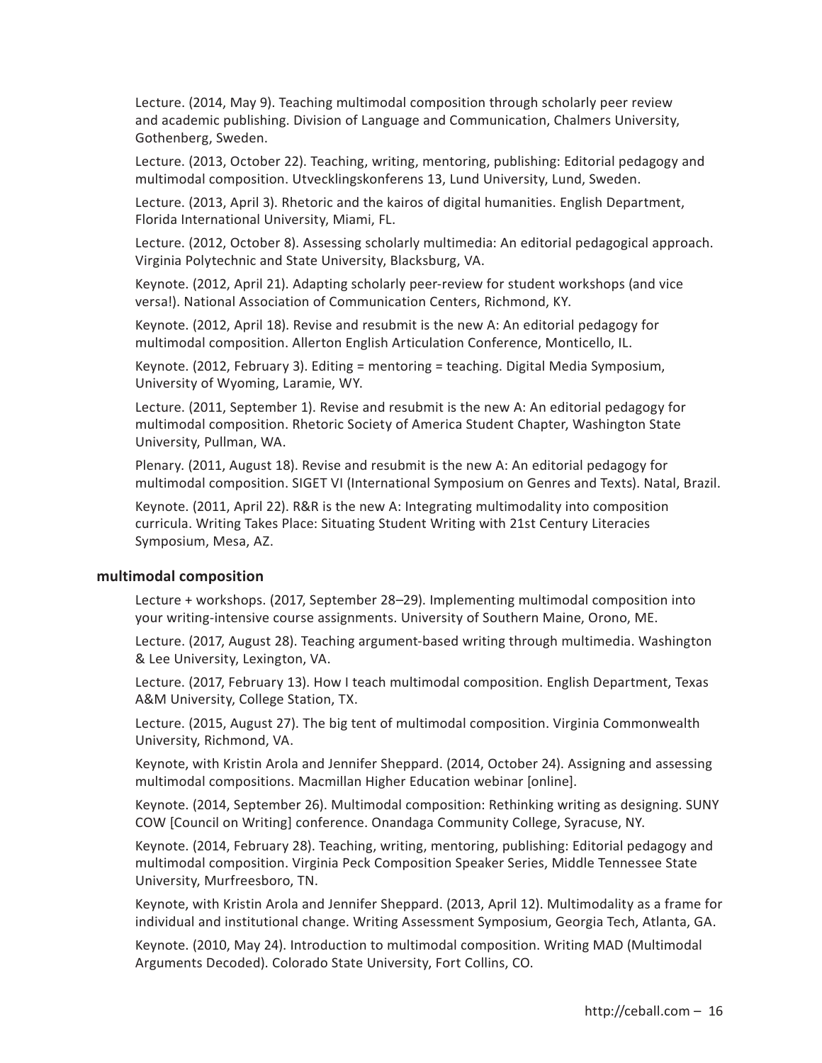Lecture. (2014, May 9). Teaching multimodal composition through scholarly peer review and academic publishing. Division of Language and Communication, Chalmers University, Gothenberg, Sweden.

Lecture. (2013, October 22). Teaching, writing, mentoring, publishing: Editorial pedagogy and multimodal composition. Utvecklingskonferens 13, Lund University, Lund, Sweden.

Lecture. (2013, April 3). Rhetoric and the kairos of digital humanities. English Department, Florida International University, Miami, FL.

Lecture. (2012, October 8). Assessing scholarly multimedia: An editorial pedagogical approach. Virginia Polytechnic and State University, Blacksburg, VA.

Keynote. (2012, April 21). Adapting scholarly peer-review for student workshops (and vice versa!). National Association of Communication Centers, Richmond, KY.

Keynote. (2012, April 18). Revise and resubmit is the new A: An editorial pedagogy for multimodal composition. Allerton English Articulation Conference, Monticello, IL.

Keynote. (2012, February 3). Editing = mentoring = teaching. Digital Media Symposium, University of Wyoming, Laramie, WY.

Lecture. (2011, September 1). Revise and resubmit is the new A: An editorial pedagogy for multimodal composition. Rhetoric Society of America Student Chapter, Washington State University, Pullman, WA.

Plenary. (2011, August 18). Revise and resubmit is the new A: An editorial pedagogy for multimodal composition. SIGET VI (International Symposium on Genres and Texts). Natal, Brazil.

Keynote. (2011, April 22). R&R is the new A: Integrating multimodality into composition curricula. Writing Takes Place: Situating Student Writing with 21st Century Literacies Symposium, Mesa, AZ.

### multimodal composition

Lecture + workshops. (2017, September 28–29). Implementing multimodal composition into your writing-intensive course assignments. University of Southern Maine, Orono, ME.

Lecture. (2017, August 28). Teaching argument-based writing through multimedia. Washington & Lee University, Lexington, VA.

Lecture. (2017, February 13). How I teach multimodal composition. English Department, Texas A&M University, College Station, TX.

Lecture. (2015, August 27). The big tent of multimodal composition. Virginia Commonwealth University, Richmond, VA.

Keynote, with Kristin Arola and Jennifer Sheppard. (2014, October 24). Assigning and assessing multimodal compositions. Macmillan Higher Education webinar [online].

Keynote. (2014, September 26). Multimodal composition: Rethinking writing as designing. SUNY COW [Council on Writing] conference. Onandaga Community College, Syracuse, NY.

Keynote. (2014, February 28). Teaching, writing, mentoring, publishing: Editorial pedagogy and multimodal composition. Virginia Peck Composition Speaker Series, Middle Tennessee State University, Murfreesboro, TN.

Keynote, with Kristin Arola and Jennifer Sheppard. (2013, April 12). Multimodality as a frame for individual and institutional change. Writing Assessment Symposium, Georgia Tech, Atlanta, GA.

Keynote. (2010, May 24). Introduction to multimodal composition. Writing MAD (Multimodal Arguments Decoded). Colorado State University, Fort Collins, CO.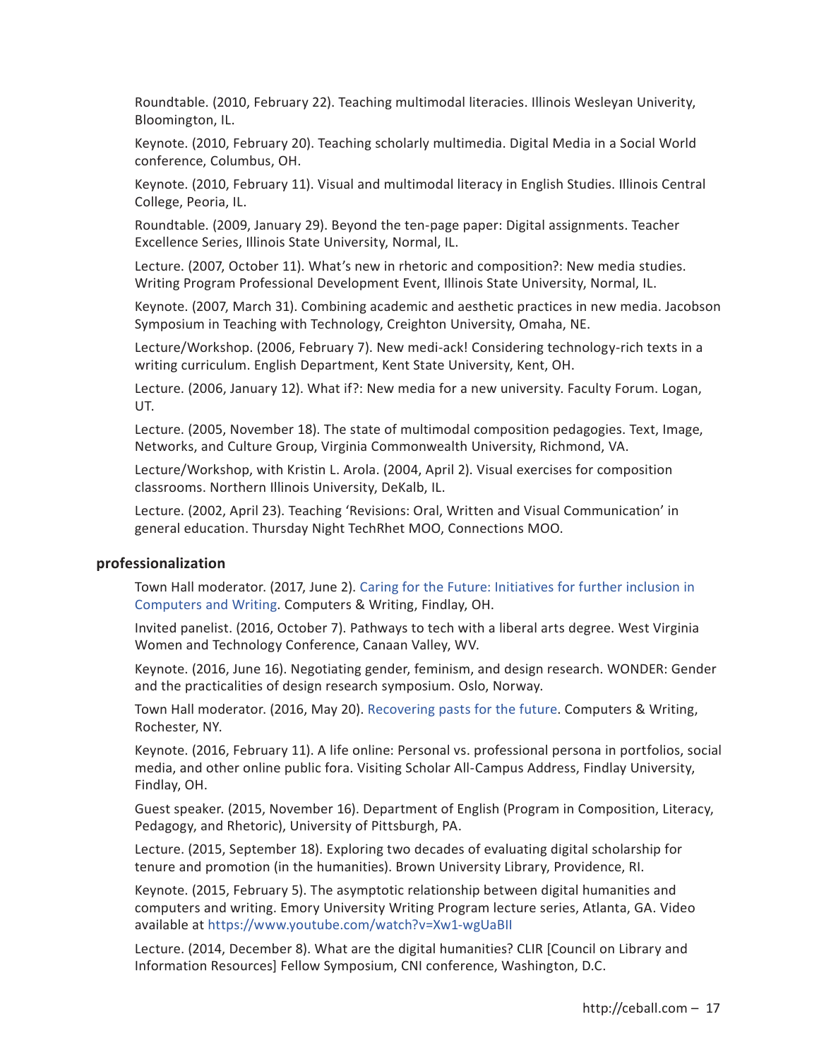Roundtable. (2010, February 22). Teaching multimodal literacies. Illinois Wesleyan Univerity, Bloomington, IL.

Keynote. (2010, February 20). Teaching scholarly multimedia. Digital Media in a Social World conference, Columbus, OH.

Keynote. (2010, February 11). Visual and multimodal literacy in English Studies. Illinois Central College, Peoria, IL.

Roundtable. (2009, January 29). Beyond the ten-page paper: Digital assignments. Teacher Excellence Series, Illinois State University, Normal, IL.

Lecture. (2007, October 11). What's new in rhetoric and composition?: New media studies. Writing Program Professional Development Event, Illinois State University, Normal, IL.

Keynote. (2007, March 31). Combining academic and aesthetic practices in new media. Jacobson Symposium in Teaching with Technology, Creighton University, Omaha, NE.

Lecture/Workshop. (2006, February 7). New medi-ack! Considering technology-rich texts in a writing curriculum. English Department, Kent State University, Kent, OH.

Lecture. (2006, January 12). What if?: New media for a new university. Faculty Forum. Logan, UT.

Lecture. (2005, November 18). The state of multimodal composition pedagogies. Text, Image, Networks, and Culture Group, Virginia Commonwealth University, Richmond, VA.

Lecture/Workshop, with Kristin L. Arola. (2004, April 2). Visual exercises for composition classrooms. Northern Illinois University, DeKalb, IL.

Lecture. (2002, April 23). Teaching 'Revisions: Oral, Written and Visual Communication' in general education. Thursday Night TechRhet MOO, Connections MOO.

### professionalization

Town Hall moderator. (2017, June 2). Caring for the Future: Initiatives for further inclusion in Computers and Writing. Computers & Writing, Findlay, OH.

Invited panelist. (2016, October 7). Pathways to tech with a liberal arts degree. West Virginia Women and Technology Conference, Canaan Valley, WV.

Keynote. (2016, June 16). Negotiating gender, feminism, and design research. WONDER: Gender and the practicalities of design research symposium. Oslo, Norway.

Town Hall moderator. (2016, May 20). Recovering pasts for the future. Computers & Writing, Rochester, NY.

Keynote. (2016, February 11). A life online: Personal vs. professional persona in portfolios, social media, and other online public fora. Visiting Scholar All-Campus Address, Findlay University, Findlay, OH.

Guest speaker. (2015, November 16). Department of English (Program in Composition, Literacy, Pedagogy, and Rhetoric), University of Pittsburgh, PA.

Lecture. (2015, September 18). Exploring two decades of evaluating digital scholarship for tenure and promotion (in the humanities). Brown University Library, Providence, RI.

Keynote. (2015, February 5). The asymptotic relationship between digital humanities and computers and writing. Emory University Writing Program lecture series, Atlanta, GA. Video available at https://www.youtube.com/watch?v=Xw1-wgUaBII

Lecture. (2014, December 8). What are the digital humanities? CLIR [Council on Library and Information Resources] Fellow Symposium, CNI conference, Washington, D.C.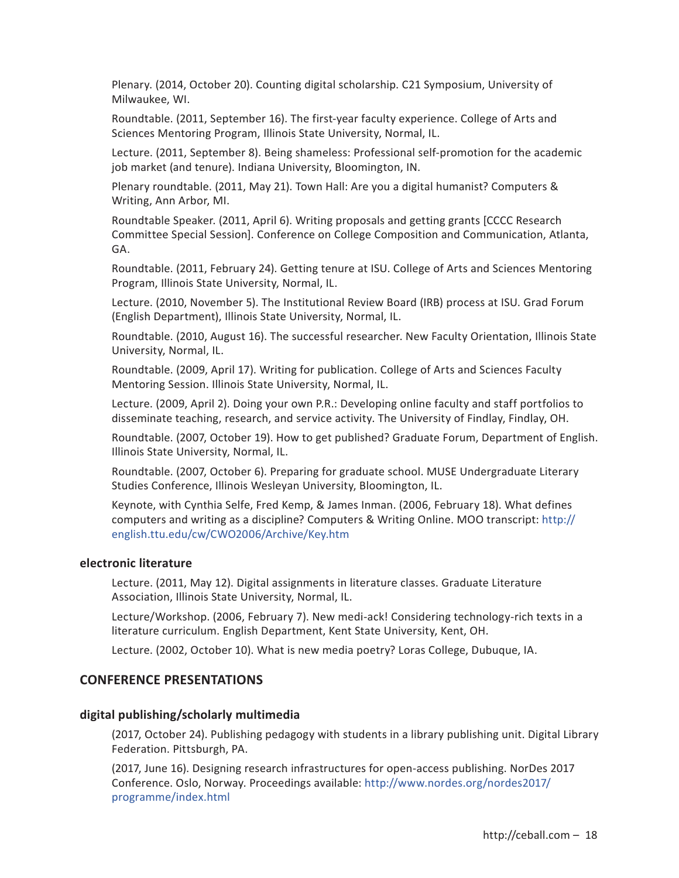Plenary. (2014, October 20). Counting digital scholarship. C21 Symposium, University of Milwaukee, WI.

Roundtable. (2011, September 16). The first-year faculty experience. College of Arts and Sciences Mentoring Program, Illinois State University, Normal, IL.

Lecture. (2011, September 8). Being shameless: Professional self-promotion for the academic job market (and tenure). Indiana University, Bloomington, IN.

Plenary roundtable. (2011, May 21). Town Hall: Are you a digital humanist? Computers & Writing, Ann Arbor, MI.

Roundtable Speaker. (2011, April 6). Writing proposals and getting grants [CCCC Research Committee Special Session]. Conference on College Composition and Communication, Atlanta, GA.

Roundtable. (2011, February 24). Getting tenure at ISU. College of Arts and Sciences Mentoring Program, Illinois State University, Normal, IL.

Lecture. (2010, November 5). The Institutional Review Board (IRB) process at ISU. Grad Forum (English Department), Illinois State University, Normal, IL.

Roundtable. (2010, August 16). The successful researcher. New Faculty Orientation, Illinois State University, Normal, IL.

Roundtable. (2009, April 17). Writing for publication. College of Arts and Sciences Faculty Mentoring Session. Illinois State University, Normal, IL.

Lecture. (2009, April 2). Doing your own P.R.: Developing online faculty and staff portfolios to disseminate teaching, research, and service activity. The University of Findlay, Findlay, OH.

Roundtable. (2007, October 19). How to get published? Graduate Forum, Department of English. Illinois State University, Normal, IL.

Roundtable. (2007, October 6). Preparing for graduate school. MUSE Undergraduate Literary Studies Conference, Illinois Wesleyan University, Bloomington, IL.

Keynote, with Cynthia Selfe, Fred Kemp, & James Inman. (2006, February 18). What defines computers and writing as a discipline? Computers & Writing Online. MOO transcript: http://english.ttu.edu/cw/CWO2006/Archive/Key.htm

### electronic literature

Lecture. (2011, May 12). Digital assignments in literature classes. Graduate Literature Association, Illinois State University, Normal, IL.

Lecture/Workshop. (2006, February 7). New medi-ack! Considering technology-rich texts in a literature curriculum. English Department, Kent State University, Kent, OH.

Lecture. (2002, October 10). What is new media poetry? Loras College, Dubuque, IA.

## CONFERENCE PRESENTATIONS

### digital publishing/scholarly multimedia

(2017, October 24). Publishing pedagogy with students in a library publishing unit. Digital Library Federation. Pittsburgh, PA.

(2017, June 16). Designing research infrastructures for open-access publishing. NorDes 2017 Conference. Oslo, Norway. Proceedings available: http://www.nordes.org/nordes2017/programme/index.html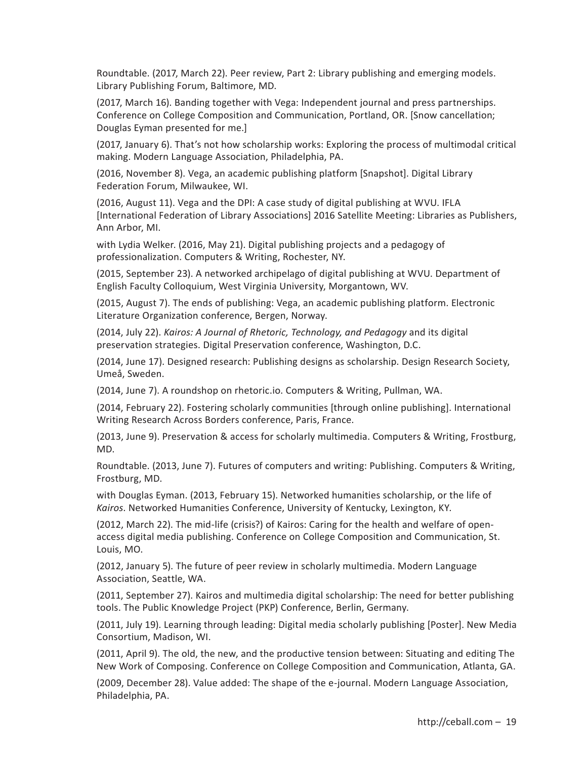Roundtable. (2017, March 22). Peer review, Part 2: Library publishing and emerging models. Library Publishing Forum, Baltimore, MD.

(2017, March 16). Banding together with Vega: Independent journal and press partnerships. Conference on College Composition and Communication, Portland, OR. [Snow cancellation; Douglas Eyman presented for me.]

(2017, January 6). That's not how scholarship works: Exploring the process of multimodal critical making. Modern Language Association, Philadelphia, PA.

(2016, November 8). Vega, an academic publishing platform [Snapshot]. Digital Library Federation Forum, Milwaukee, WI.

(2016, August 11). Vega and the DPI: A case study of digital publishing at WVU. IFLA [International Federation of Library Associations] 2016 Satellite Meeting: Libraries as Publishers, Ann Arbor, MI.

with Lydia Welker. (2016, May 21). Digital publishing projects and a pedagogy of professionalization. Computers & Writing, Rochester, NY.

(2015, September 23). A networked archipelago of digital publishing at WVU. Department of English Faculty Colloquium, West Virginia University, Morgantown, WV.

(2015, August 7). The ends of publishing: Vega, an academic publishing platform. Electronic Literature Organization conference, Bergen, Norway.

(2014, July 22). *Kairos: A Journal of Rhetoric, Technology, and Pedagogy* and its digital preservation strategies. Digital Preservation conference, Washington, D.C.

(2014, June 17). Designed research: Publishing designs as scholarship. Design Research Society, Umeå, Sweden.

(2014, June 7). A roundshop on rhetoric.io. Computers & Writing, Pullman, WA.

(2014, February 22). Fostering scholarly communities [through online publishing]. International Writing Research Across Borders conference, Paris, France.

(2013, June 9). Preservation & access for scholarly multimedia. Computers & Writing, Frostburg, MD.

Roundtable. (2013, June 7). Futures of computers and writing: Publishing. Computers & Writing, Frostburg, MD.

with Douglas Eyman. (2013, February 15). Networked humanities scholarship, or the life of *Kairos*. Networked Humanities Conference, University of Kentucky, Lexington, KY.

(2012, March 22). The mid-life (crisis?) of Kairos: Caring for the health and welfare of open-access digital media publishing. Conference on College Composition and Communication, St. Louis, MO.

(2012, January 5). The future of peer review in scholarly multimedia. Modern Language Association, Seattle, WA.

(2011, September 27). Kairos and multimedia digital scholarship: The need for better publishing tools. The Public Knowledge Project (PKP) Conference, Berlin, Germany.

(2011, July 19). Learning through leading: Digital media scholarly publishing [Poster]. New Media Consortium, Madison, WI.

(2011, April 9). The old, the new, and the productive tension between: Situating and editing The New Work of Composing. Conference on College Composition and Communication, Atlanta, GA.

(2009, December 28). Value added: The shape of the e-journal. Modern Language Association, Philadelphia, PA.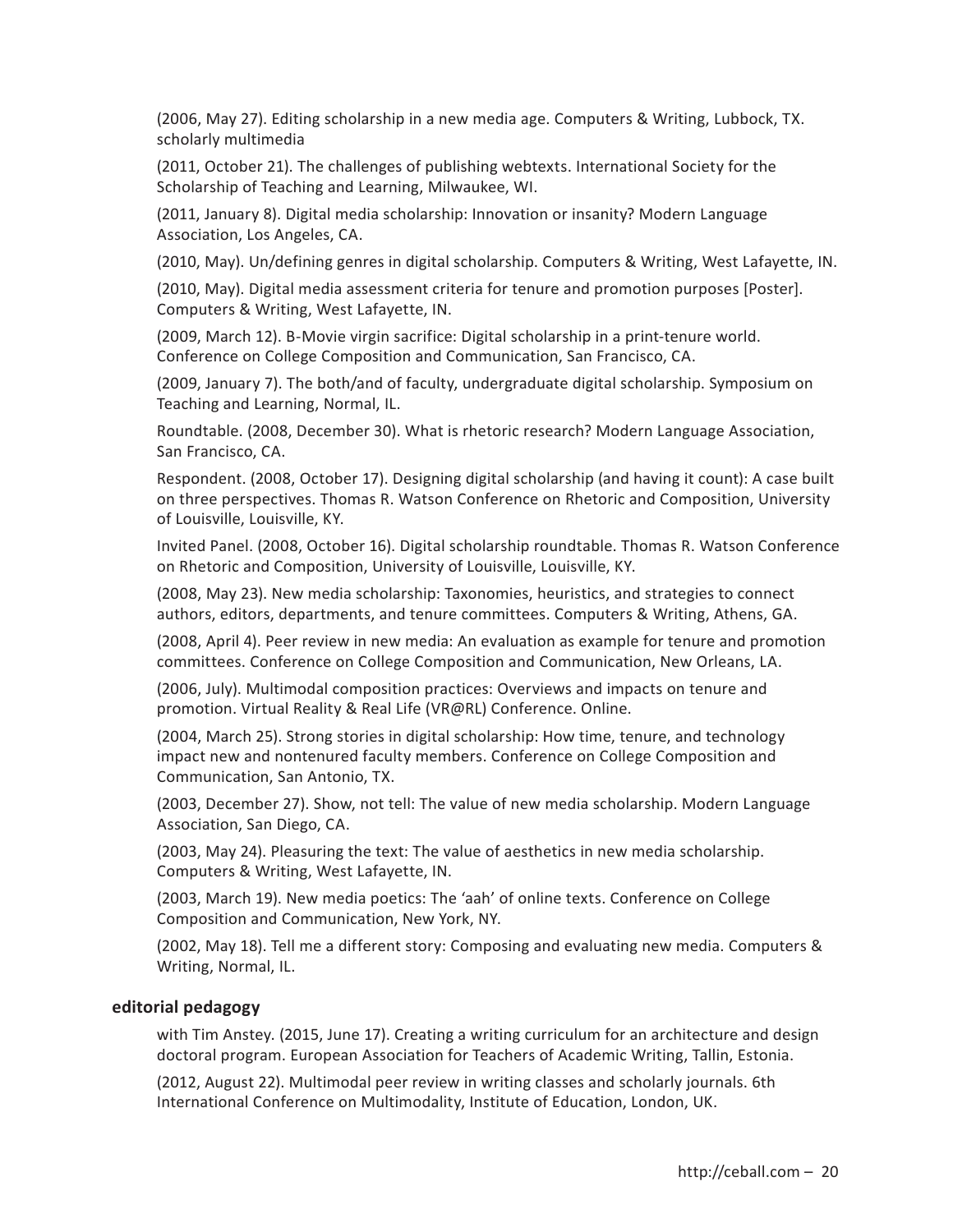(2006, May 27). Editing scholarship in a new media age. Computers & Writing, Lubbock, TX. scholarly multimedia

(2011, October 21). The challenges of publishing webtexts. International Society for the Scholarship of Teaching and Learning, Milwaukee, WI.

(2011, January 8). Digital media scholarship: Innovation or insanity? Modern Language Association, Los Angeles, CA.

(2010, May). Un/defining genres in digital scholarship. Computers & Writing, West Lafayette, IN.

(2010, May). Digital media assessment criteria for tenure and promotion purposes [Poster]. Computers & Writing, West Lafayette, IN.

(2009, March 12). B-Movie virgin sacrifice: Digital scholarship in a print-tenure world. Conference on College Composition and Communication, San Francisco, CA.

(2009, January 7). The both/and of faculty, undergraduate digital scholarship. Symposium on Teaching and Learning, Normal, IL.

Roundtable. (2008, December 30). What is rhetoric research? Modern Language Association, San Francisco, CA.

Respondent. (2008, October 17). Designing digital scholarship (and having it count): A case built on three perspectives. Thomas R. Watson Conference on Rhetoric and Composition, University of Louisville, Louisville, KY.

Invited Panel. (2008, October 16). Digital scholarship roundtable. Thomas R. Watson Conference on Rhetoric and Composition, University of Louisville, Louisville, KY.

(2008, May 23). New media scholarship: Taxonomies, heuristics, and strategies to connect authors, editors, departments, and tenure committees. Computers & Writing, Athens, GA.

(2008, April 4). Peer review in new media: An evaluation as example for tenure and promotion committees. Conference on College Composition and Communication, New Orleans, LA.

(2006, July). Multimodal composition practices: Overviews and impacts on tenure and promotion. Virtual Reality & Real Life (VR@RL) Conference. Online.

(2004, March 25). Strong stories in digital scholarship: How time, tenure, and technology impact new and nontenured faculty members. Conference on College Composition and Communication, San Antonio, TX.

(2003, December 27). Show, not tell: The value of new media scholarship. Modern Language Association, San Diego, CA.

(2003, May 24). Pleasuring the text: The value of aesthetics in new media scholarship. Computers & Writing, West Lafayette, IN.

(2003, March 19). New media poetics: The 'aah' of online texts. Conference on College Composition and Communication, New York, NY.

(2002, May 18). Tell me a different story: Composing and evaluating new media. Computers & Writing, Normal, IL.

### editorial pedagogy

with Tim Anstey. (2015, June 17). Creating a writing curriculum for an architecture and design doctoral program. European Association for Teachers of Academic Writing, Tallin, Estonia.

(2012, August 22). Multimodal peer review in writing classes and scholarly journals. 6th International Conference on Multimodality, Institute of Education, London, UK.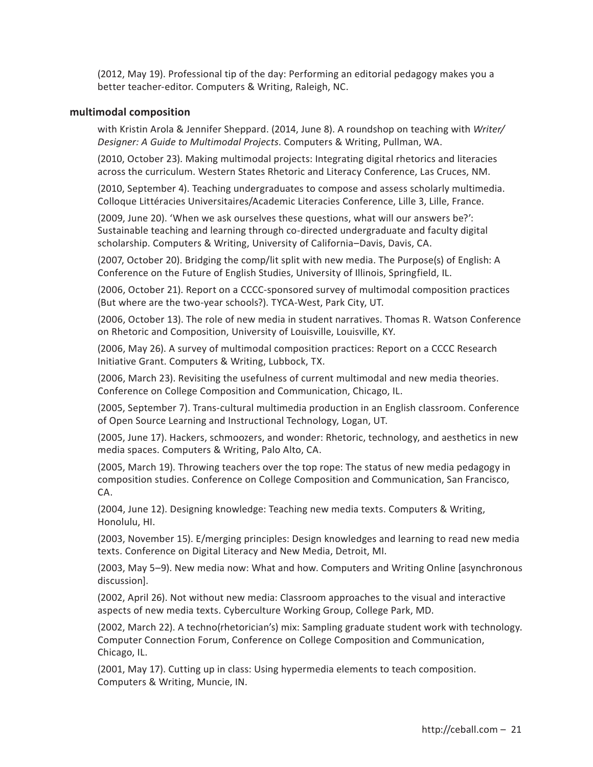(2012, May 19). Professional tip of the day: Performing an editorial pedagogy makes you a better teacher-editor. Computers & Writing, Raleigh, NC.

### multimodal composition

with Kristin Arola & Jennifer Sheppard. (2014, June 8). A roundshop on teaching with *Writer/Designer: A Guide to Multimodal Projects*. Computers & Writing, Pullman, WA.

(2010, October 23). Making multimodal projects: Integrating digital rhetorics and literacies across the curriculum. Western States Rhetoric and Literacy Conference, Las Cruces, NM.

(2010, September 4). Teaching undergraduates to compose and assess scholarly multimedia. Colloque Littéracies Universitaires/Academic Literacies Conference, Lille 3, Lille, France.

(2009, June 20). 'When we ask ourselves these questions, what will our answers be?': Sustainable teaching and learning through co-directed undergraduate and faculty digital scholarship. Computers & Writing, University of California–Davis, Davis, CA.

(2007, October 20). Bridging the comp/lit split with new media. The Purpose(s) of English: A Conference on the Future of English Studies, University of Illinois, Springfield, IL.

(2006, October 21). Report on a CCCC-sponsored survey of multimodal composition practices (But where are the two-year schools?). TYCA-West, Park City, UT.

(2006, October 13). The role of new media in student narratives. Thomas R. Watson Conference on Rhetoric and Composition, University of Louisville, Louisville, KY.

(2006, May 26). A survey of multimodal composition practices: Report on a CCCC Research Initiative Grant. Computers & Writing, Lubbock, TX.

(2006, March 23). Revisiting the usefulness of current multimodal and new media theories. Conference on College Composition and Communication, Chicago, IL.

(2005, September 7). Trans-cultural multimedia production in an English classroom. Conference of Open Source Learning and Instructional Technology, Logan, UT.

(2005, June 17). Hackers, schmoozers, and wonder: Rhetoric, technology, and aesthetics in new media spaces. Computers & Writing, Palo Alto, CA.

(2005, March 19). Throwing teachers over the top rope: The status of new media pedagogy in composition studies. Conference on College Composition and Communication, San Francisco, CA.

(2004, June 12). Designing knowledge: Teaching new media texts. Computers & Writing, Honolulu, HI.

(2003, November 15). E/merging principles: Design knowledges and learning to read new media texts. Conference on Digital Literacy and New Media, Detroit, MI.

(2003, May 5–9). New media now: What and how. Computers and Writing Online [asynchronous discussion].

(2002, April 26). Not without new media: Classroom approaches to the visual and interactive aspects of new media texts. Cyberculture Working Group, College Park, MD.

(2002, March 22). A techno(rhetorician's) mix: Sampling graduate student work with technology. Computer Connection Forum, Conference on College Composition and Communication, Chicago, IL.

(2001, May 17). Cutting up in class: Using hypermedia elements to teach composition. Computers & Writing, Muncie, IN.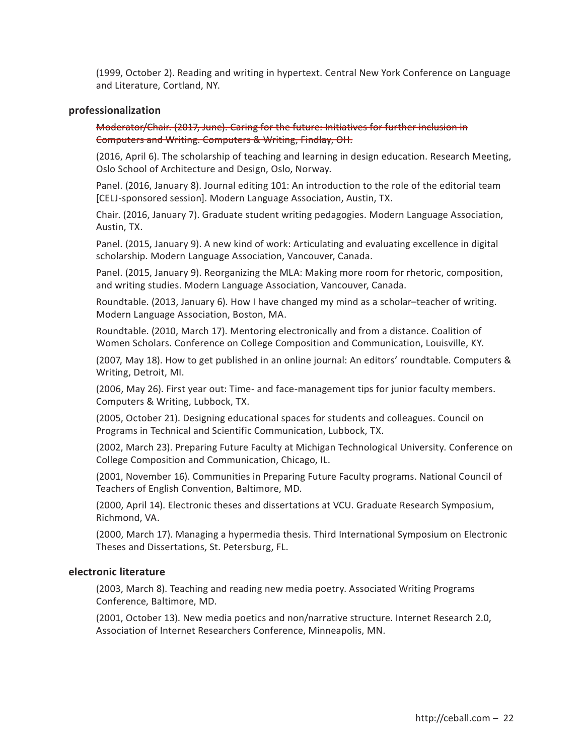(1999, October 2). Reading and writing in hypertext. Central New York Conference on Language and Literature, Cortland, NY.

### professionalization

~~Moderator/Chair. (2017, June). Caring for the future: Initiatives for further inclusion in Computers and Writing. Computers & Writing, Findlay, OH.~~

(2016, April 6). The scholarship of teaching and learning in design education. Research Meeting, Oslo School of Architecture and Design, Oslo, Norway.

Panel. (2016, January 8). Journal editing 101: An introduction to the role of the editorial team [CELJ-sponsored session]. Modern Language Association, Austin, TX.

Chair. (2016, January 7). Graduate student writing pedagogies. Modern Language Association, Austin, TX.

Panel. (2015, January 9). A new kind of work: Articulating and evaluating excellence in digital scholarship. Modern Language Association, Vancouver, Canada.

Panel. (2015, January 9). Reorganizing the MLA: Making more room for rhetoric, composition, and writing studies. Modern Language Association, Vancouver, Canada.

Roundtable. (2013, January 6). How I have changed my mind as a scholar–teacher of writing. Modern Language Association, Boston, MA.

Roundtable. (2010, March 17). Mentoring electronically and from a distance. Coalition of Women Scholars. Conference on College Composition and Communication, Louisville, KY.

(2007, May 18). How to get published in an online journal: An editors' roundtable. Computers & Writing, Detroit, MI.

(2006, May 26). First year out: Time- and face-management tips for junior faculty members. Computers & Writing, Lubbock, TX.

(2005, October 21). Designing educational spaces for students and colleagues. Council on Programs in Technical and Scientific Communication, Lubbock, TX.

(2002, March 23). Preparing Future Faculty at Michigan Technological University. Conference on College Composition and Communication, Chicago, IL.

(2001, November 16). Communities in Preparing Future Faculty programs. National Council of Teachers of English Convention, Baltimore, MD.

(2000, April 14). Electronic theses and dissertations at VCU. Graduate Research Symposium, Richmond, VA.

(2000, March 17). Managing a hypermedia thesis. Third International Symposium on Electronic Theses and Dissertations, St. Petersburg, FL.

### electronic literature

(2003, March 8). Teaching and reading new media poetry. Associated Writing Programs Conference, Baltimore, MD.

(2001, October 13). New media poetics and non/narrative structure. Internet Research 2.0, Association of Internet Researchers Conference, Minneapolis, MN.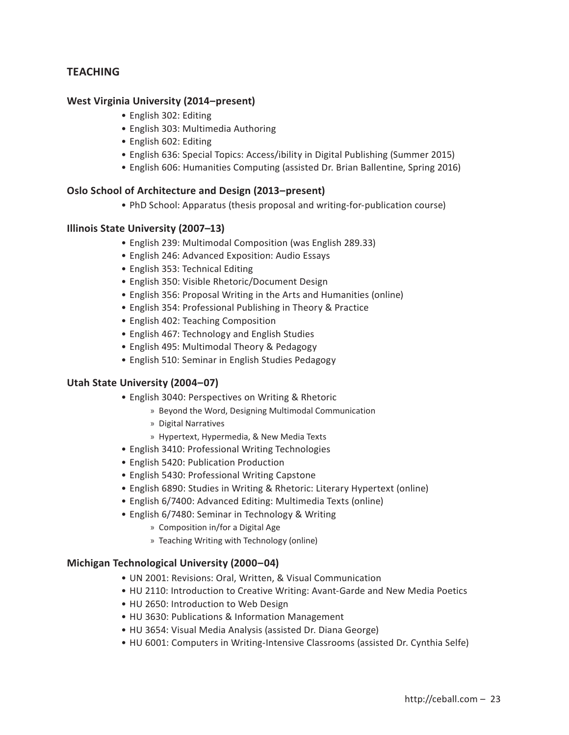## TEACHING

### West Virginia University (2014–present)

- English 302: Editing
- English 303: Multimedia Authoring
- English 602: Editing
- English 636: Special Topics: Access/ibility in Digital Publishing (Summer 2015)
- English 606: Humanities Computing (assisted Dr. Brian Ballentine, Spring 2016)

### Oslo School of Architecture and Design (2013–present)

- PhD School: Apparatus (thesis proposal and writing-for-publication course)

### Illinois State University (2007–13)

- English 239: Multimodal Composition (was English 289.33)
- English 246: Advanced Exposition: Audio Essays
- English 353: Technical Editing
- English 350: Visible Rhetoric/Document Design
- English 356: Proposal Writing in the Arts and Humanities (online)
- English 354: Professional Publishing in Theory & Practice
- English 402: Teaching Composition
- English 467: Technology and English Studies
- English 495: Multimodal Theory & Pedagogy
- English 510: Seminar in English Studies Pedagogy

### Utah State University (2004–07)

- English 3040: Perspectives on Writing & Rhetoric
  - Beyond the Word, Designing Multimodal Communication
  - Digital Narratives
  - Hypertext, Hypermedia, & New Media Texts
- English 3410: Professional Writing Technologies
- English 5420: Publication Production
- English 5430: Professional Writing Capstone
- English 6890: Studies in Writing & Rhetoric: Literary Hypertext (online)
- English 6/7400: Advanced Editing: Multimedia Texts (online)
- English 6/7480: Seminar in Technology & Writing
  - Composition in/for a Digital Age
  - Teaching Writing with Technology (online)

### Michigan Technological University (2000–04)

- UN 2001: Revisions: Oral, Written, & Visual Communication
- HU 2110: Introduction to Creative Writing: Avant-Garde and New Media Poetics
- HU 2650: Introduction to Web Design
- HU 3630: Publications & Information Management
- HU 3654: Visual Media Analysis (assisted Dr. Diana George)
- HU 6001: Computers in Writing-Intensive Classrooms (assisted Dr. Cynthia Selfe)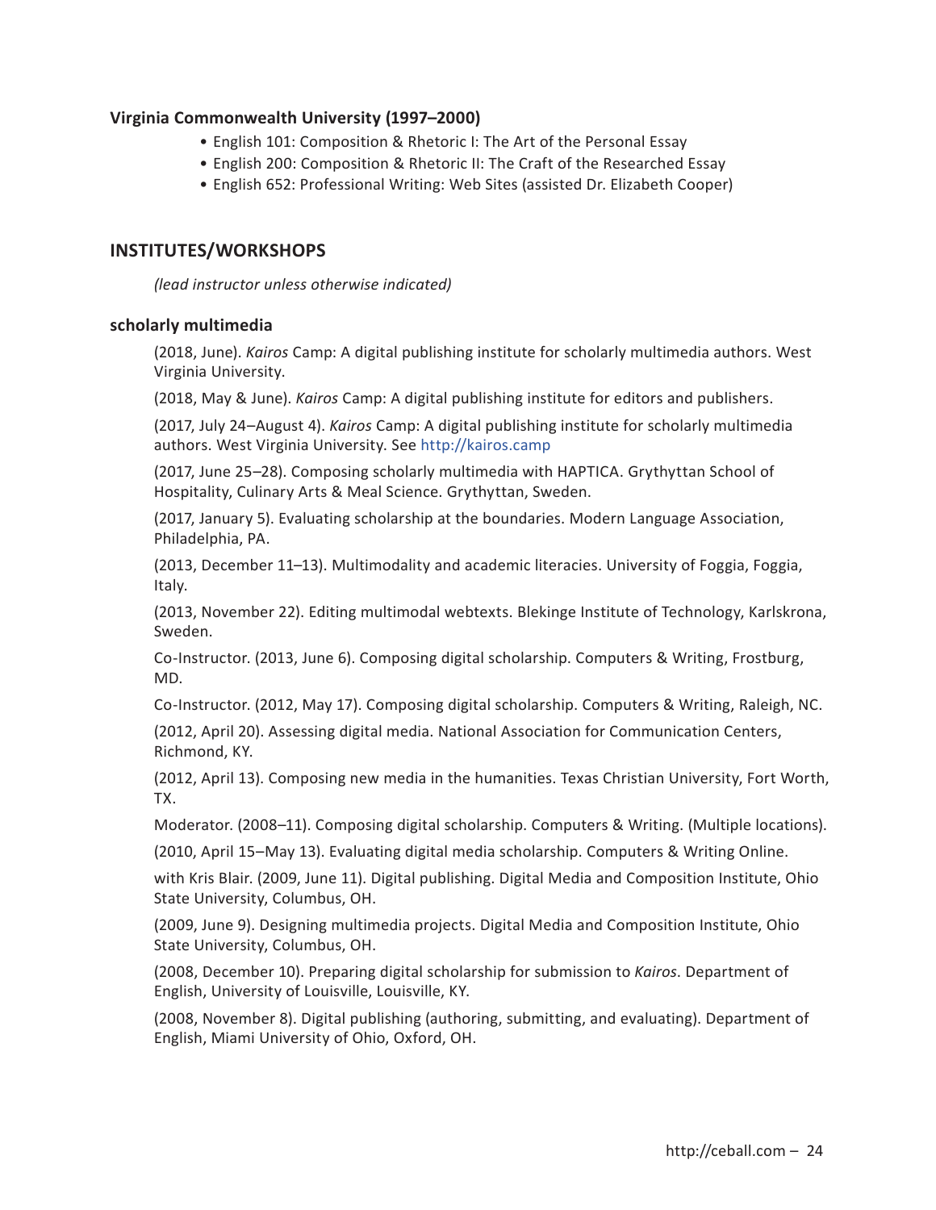**Virginia Commonwealth University (1997–2000)**

- English 101: Composition & Rhetoric I: The Art of the Personal Essay
- English 200: Composition & Rhetoric II: The Craft of the Researched Essay
- English 652: Professional Writing: Web Sites (assisted Dr. Elizabeth Cooper)

## INSTITUTES/WORKSHOPS

*(lead instructor unless otherwise indicated)*

**scholarly multimedia**

(2018, June). *Kairos* Camp: A digital publishing institute for scholarly multimedia authors. West Virginia University.

(2018, May & June). *Kairos* Camp: A digital publishing institute for editors and publishers.

(2017, July 24–August 4). *Kairos* Camp: A digital publishing institute for scholarly multimedia authors. West Virginia University. See http://kairos.camp

(2017, June 25–28). Composing scholarly multimedia with HAPTICA. Grythyttan School of Hospitality, Culinary Arts & Meal Science. Grythyttan, Sweden.

(2017, January 5). Evaluating scholarship at the boundaries. Modern Language Association, Philadelphia, PA.

(2013, December 11–13). Multimodality and academic literacies. University of Foggia, Foggia, Italy.

(2013, November 22). Editing multimodal webtexts. Blekinge Institute of Technology, Karlskrona, Sweden.

Co-Instructor. (2013, June 6). Composing digital scholarship. Computers & Writing, Frostburg, MD.

Co-Instructor. (2012, May 17). Composing digital scholarship. Computers & Writing, Raleigh, NC.

(2012, April 20). Assessing digital media. National Association for Communication Centers, Richmond, KY.

(2012, April 13). Composing new media in the humanities. Texas Christian University, Fort Worth, TX.

Moderator. (2008–11). Composing digital scholarship. Computers & Writing. (Multiple locations).

(2010, April 15–May 13). Evaluating digital media scholarship. Computers & Writing Online.

with Kris Blair. (2009, June 11). Digital publishing. Digital Media and Composition Institute, Ohio State University, Columbus, OH.

(2009, June 9). Designing multimedia projects. Digital Media and Composition Institute, Ohio State University, Columbus, OH.

(2008, December 10). Preparing digital scholarship for submission to *Kairos*. Department of English, University of Louisville, Louisville, KY.

(2008, November 8). Digital publishing (authoring, submitting, and evaluating). Department of English, Miami University of Ohio, Oxford, OH.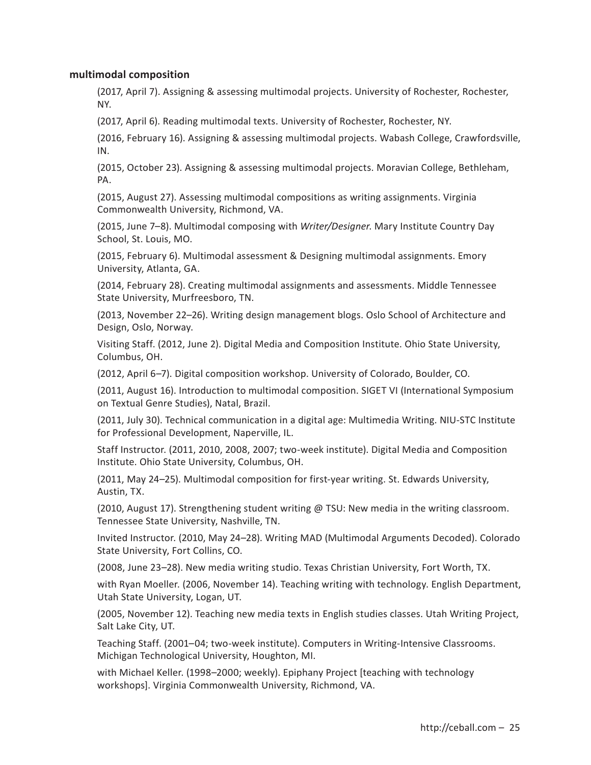**multimodal composition**

(2017, April 7). Assigning & assessing multimodal projects. University of Rochester, Rochester, NY.

(2017, April 6). Reading multimodal texts. University of Rochester, Rochester, NY.

(2016, February 16). Assigning & assessing multimodal projects. Wabash College, Crawfordsville, IN.

(2015, October 23). Assigning & assessing multimodal projects. Moravian College, Bethleham, PA.

(2015, August 27). Assessing multimodal compositions as writing assignments. Virginia Commonwealth University, Richmond, VA.

(2015, June 7–8). Multimodal composing with *Writer/Designer*. Mary Institute Country Day School, St. Louis, MO.

(2015, February 6). Multimodal assessment & Designing multimodal assignments. Emory University, Atlanta, GA.

(2014, February 28). Creating multimodal assignments and assessments. Middle Tennessee State University, Murfreesboro, TN.

(2013, November 22–26). Writing design management blogs. Oslo School of Architecture and Design, Oslo, Norway.

Visiting Staff. (2012, June 2). Digital Media and Composition Institute. Ohio State University, Columbus, OH.

(2012, April 6–7). Digital composition workshop. University of Colorado, Boulder, CO.

(2011, August 16). Introduction to multimodal composition. SIGET VI (International Symposium on Textual Genre Studies), Natal, Brazil.

(2011, July 30). Technical communication in a digital age: Multimedia Writing. NIU-STC Institute for Professional Development, Naperville, IL.

Staff Instructor. (2011, 2010, 2008, 2007; two-week institute). Digital Media and Composition Institute. Ohio State University, Columbus, OH.

(2011, May 24–25). Multimodal composition for first-year writing. St. Edwards University, Austin, TX.

(2010, August 17). Strengthening student writing @ TSU: New media in the writing classroom. Tennessee State University, Nashville, TN.

Invited Instructor. (2010, May 24–28). Writing MAD (Multimodal Arguments Decoded). Colorado State University, Fort Collins, CO.

(2008, June 23–28). New media writing studio. Texas Christian University, Fort Worth, TX.

with Ryan Moeller. (2006, November 14). Teaching writing with technology. English Department, Utah State University, Logan, UT.

(2005, November 12). Teaching new media texts in English studies classes. Utah Writing Project, Salt Lake City, UT.

Teaching Staff. (2001–04; two-week institute). Computers in Writing-Intensive Classrooms. Michigan Technological University, Houghton, MI.

with Michael Keller. (1998–2000; weekly). Epiphany Project [teaching with technology workshops]. Virginia Commonwealth University, Richmond, VA.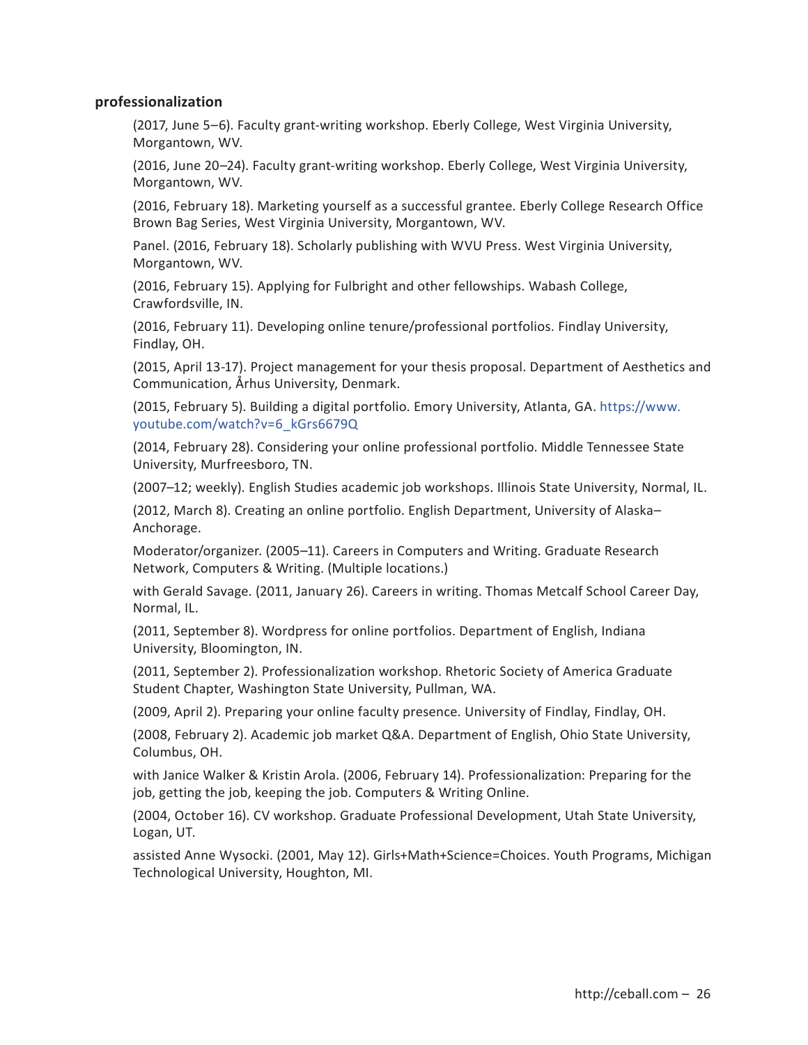### professionalization

(2017, June 5–6). Faculty grant-writing workshop. Eberly College, West Virginia University, Morgantown, WV.

(2016, June 20–24). Faculty grant-writing workshop. Eberly College, West Virginia University, Morgantown, WV.

(2016, February 18). Marketing yourself as a successful grantee. Eberly College Research Office Brown Bag Series, West Virginia University, Morgantown, WV.

Panel. (2016, February 18). Scholarly publishing with WVU Press. West Virginia University, Morgantown, WV.

(2016, February 15). Applying for Fulbright and other fellowships. Wabash College, Crawfordsville, IN.

(2016, February 11). Developing online tenure/professional portfolios. Findlay University, Findlay, OH.

(2015, April 13-17). Project management for your thesis proposal. Department of Aesthetics and Communication, Århus University, Denmark.

(2015, February 5). Building a digital portfolio. Emory University, Atlanta, GA. https://www.youtube.com/watch?v=6_kGrs6679Q

(2014, February 28). Considering your online professional portfolio. Middle Tennessee State University, Murfreesboro, TN.

(2007–12; weekly). English Studies academic job workshops. Illinois State University, Normal, IL.

(2012, March 8). Creating an online portfolio. English Department, University of Alaska–Anchorage.

Moderator/organizer. (2005–11). Careers in Computers and Writing. Graduate Research Network, Computers & Writing. (Multiple locations.)

with Gerald Savage. (2011, January 26). Careers in writing. Thomas Metcalf School Career Day, Normal, IL.

(2011, September 8). Wordpress for online portfolios. Department of English, Indiana University, Bloomington, IN.

(2011, September 2). Professionalization workshop. Rhetoric Society of America Graduate Student Chapter, Washington State University, Pullman, WA.

(2009, April 2). Preparing your online faculty presence. University of Findlay, Findlay, OH.

(2008, February 2). Academic job market Q&A. Department of English, Ohio State University, Columbus, OH.

with Janice Walker & Kristin Arola. (2006, February 14). Professionalization: Preparing for the job, getting the job, keeping the job. Computers & Writing Online.

(2004, October 16). CV workshop. Graduate Professional Development, Utah State University, Logan, UT.

assisted Anne Wysocki. (2001, May 12). Girls+Math+Science=Choices. Youth Programs, Michigan Technological University, Houghton, MI.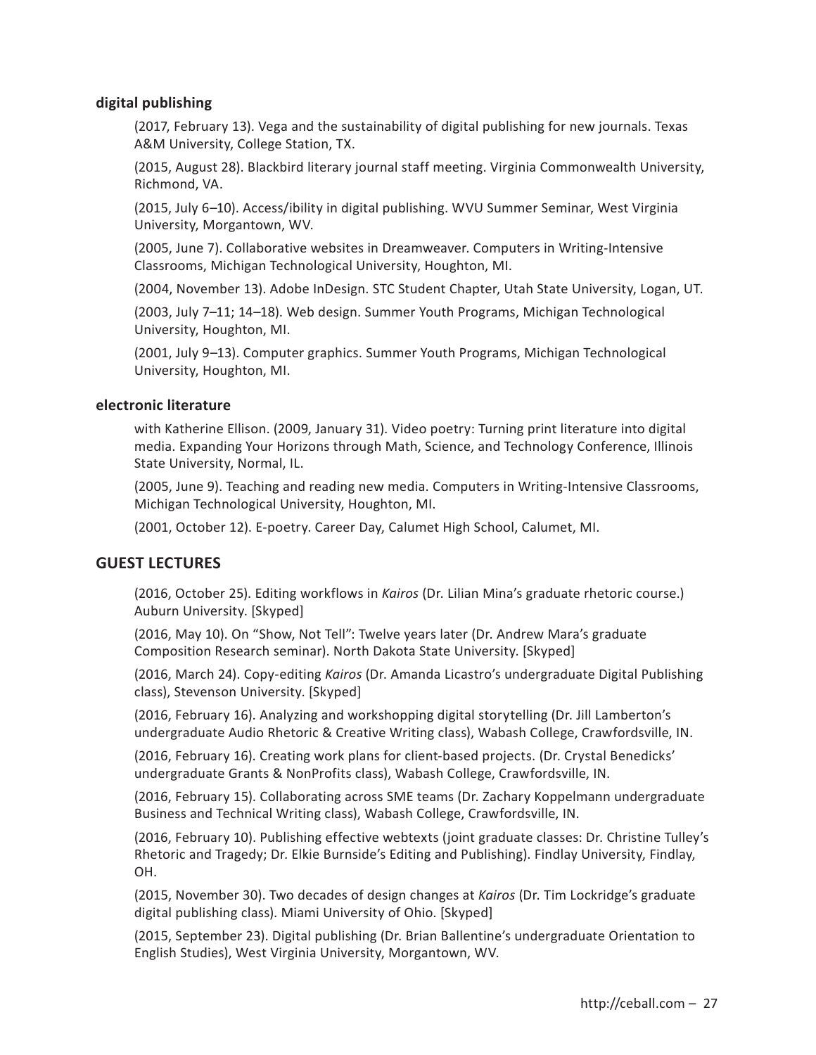### digital publishing

(2017, February 13). Vega and the sustainability of digital publishing for new journals. Texas A&M University, College Station, TX.

(2015, August 28). Blackbird literary journal staff meeting. Virginia Commonwealth University, Richmond, VA.

(2015, July 6–10). Access/ibility in digital publishing. WVU Summer Seminar, West Virginia University, Morgantown, WV.

(2005, June 7). Collaborative websites in Dreamweaver. Computers in Writing-Intensive Classrooms, Michigan Technological University, Houghton, MI.

(2004, November 13). Adobe InDesign. STC Student Chapter, Utah State University, Logan, UT.

(2003, July 7–11; 14–18). Web design. Summer Youth Programs, Michigan Technological University, Houghton, MI.

(2001, July 9–13). Computer graphics. Summer Youth Programs, Michigan Technological University, Houghton, MI.

### electronic literature

with Katherine Ellison. (2009, January 31). Video poetry: Turning print literature into digital media. Expanding Your Horizons through Math, Science, and Technology Conference, Illinois State University, Normal, IL.

(2005, June 9). Teaching and reading new media. Computers in Writing-Intensive Classrooms, Michigan Technological University, Houghton, MI.

(2001, October 12). E-poetry. Career Day, Calumet High School, Calumet, MI.

## GUEST LECTURES

(2016, October 25). Editing workflows in *Kairos* (Dr. Lilian Mina's graduate rhetoric course.) Auburn University. [Skyped]

(2016, May 10). On "Show, Not Tell": Twelve years later (Dr. Andrew Mara's graduate Composition Research seminar). North Dakota State University. [Skyped]

(2016, March 24). Copy-editing *Kairos* (Dr. Amanda Licastro's undergraduate Digital Publishing class), Stevenson University. [Skyped]

(2016, February 16). Analyzing and workshopping digital storytelling (Dr. Jill Lamberton's undergraduate Audio Rhetoric & Creative Writing class), Wabash College, Crawfordsville, IN.

(2016, February 16). Creating work plans for client-based projects. (Dr. Crystal Benedicks' undergraduate Grants & NonProfits class), Wabash College, Crawfordsville, IN.

(2016, February 15). Collaborating across SME teams (Dr. Zachary Koppelmann undergraduate Business and Technical Writing class), Wabash College, Crawfordsville, IN.

(2016, February 10). Publishing effective webtexts (joint graduate classes: Dr. Christine Tulley's Rhetoric and Tragedy; Dr. Elkie Burnside's Editing and Publishing). Findlay University, Findlay, OH.

(2015, November 30). Two decades of design changes at *Kairos* (Dr. Tim Lockridge's graduate digital publishing class). Miami University of Ohio. [Skyped]

(2015, September 23). Digital publishing (Dr. Brian Ballentine's undergraduate Orientation to English Studies), West Virginia University, Morgantown, WV.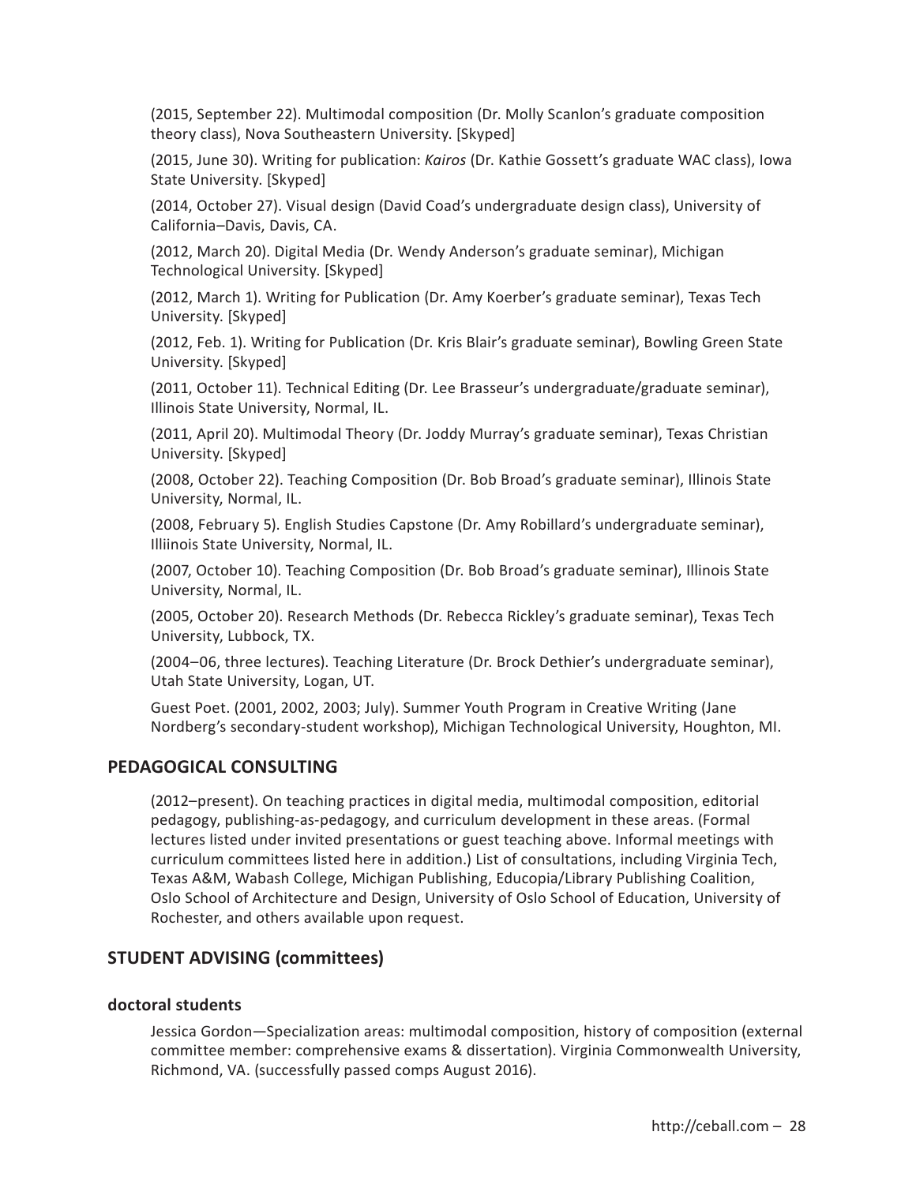(2015, September 22). Multimodal composition (Dr. Molly Scanlon's graduate composition theory class), Nova Southeastern University. [Skyped]

(2015, June 30). Writing for publication: *Kairos* (Dr. Kathie Gossett's graduate WAC class), Iowa State University. [Skyped]

(2014, October 27). Visual design (David Coad's undergraduate design class), University of California–Davis, Davis, CA.

(2012, March 20). Digital Media (Dr. Wendy Anderson's graduate seminar), Michigan Technological University. [Skyped]

(2012, March 1). Writing for Publication (Dr. Amy Koerber's graduate seminar), Texas Tech University. [Skyped]

(2012, Feb. 1). Writing for Publication (Dr. Kris Blair's graduate seminar), Bowling Green State University. [Skyped]

(2011, October 11). Technical Editing (Dr. Lee Brasseur's undergraduate/graduate seminar), Illinois State University, Normal, IL.

(2011, April 20). Multimodal Theory (Dr. Joddy Murray's graduate seminar), Texas Christian University. [Skyped]

(2008, October 22). Teaching Composition (Dr. Bob Broad's graduate seminar), Illinois State University, Normal, IL.

(2008, February 5). English Studies Capstone (Dr. Amy Robillard's undergraduate seminar), Illiinois State University, Normal, IL.

(2007, October 10). Teaching Composition (Dr. Bob Broad's graduate seminar), Illinois State University, Normal, IL.

(2005, October 20). Research Methods (Dr. Rebecca Rickley's graduate seminar), Texas Tech University, Lubbock, TX.

(2004–06, three lectures). Teaching Literature (Dr. Brock Dethier's undergraduate seminar), Utah State University, Logan, UT.

Guest Poet. (2001, 2002, 2003; July). Summer Youth Program in Creative Writing (Jane Nordberg's secondary-student workshop), Michigan Technological University, Houghton, MI.

## PEDAGOGICAL CONSULTING

(2012–present). On teaching practices in digital media, multimodal composition, editorial pedagogy, publishing-as-pedagogy, and curriculum development in these areas. (Formal lectures listed under invited presentations or guest teaching above. Informal meetings with curriculum committees listed here in addition.) List of consultations, including Virginia Tech, Texas A&M, Wabash College, Michigan Publishing, Educopia/Library Publishing Coalition, Oslo School of Architecture and Design, University of Oslo School of Education, University of Rochester, and others available upon request.

## STUDENT ADVISING (committees)

### doctoral students

Jessica Gordon—Specialization areas: multimodal composition, history of composition (external committee member: comprehensive exams & dissertation). Virginia Commonwealth University, Richmond, VA. (successfully passed comps August 2016).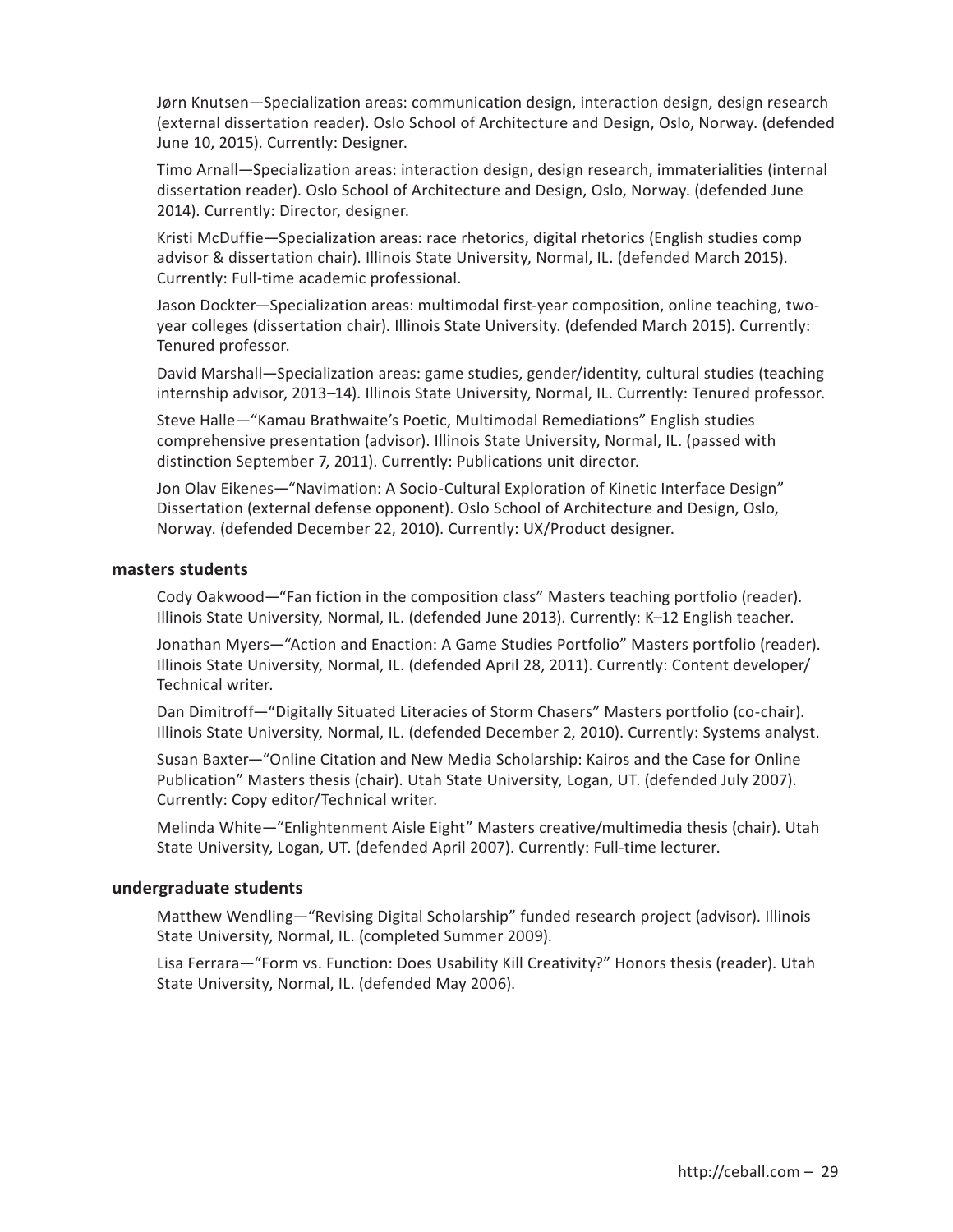Jørn Knutsen—Specialization areas: communication design, interaction design, design research (external dissertation reader). Oslo School of Architecture and Design, Oslo, Norway. (defended June 10, 2015). Currently: Designer.

Timo Arnall—Specialization areas: interaction design, design research, immaterialities (internal dissertation reader). Oslo School of Architecture and Design, Oslo, Norway. (defended June 2014). Currently: Director, designer.

Kristi McDuffie—Specialization areas: race rhetorics, digital rhetorics (English studies comp advisor & dissertation chair). Illinois State University, Normal, IL. (defended March 2015). Currently: Full-time academic professional.

Jason Dockter—Specialization areas: multimodal first-year composition, online teaching, two-year colleges (dissertation chair). Illinois State University. (defended March 2015). Currently: Tenured professor.

David Marshall—Specialization areas: game studies, gender/identity, cultural studies (teaching internship advisor, 2013–14). Illinois State University, Normal, IL. Currently: Tenured professor.

Steve Halle—"Kamau Brathwaite's Poetic, Multimodal Remediations" English studies comprehensive presentation (advisor). Illinois State University, Normal, IL. (passed with distinction September 7, 2011). Currently: Publications unit director.

Jon Olav Eikenes—"Navimation: A Socio-Cultural Exploration of Kinetic Interface Design" Dissertation (external defense opponent). Oslo School of Architecture and Design, Oslo, Norway. (defended December 22, 2010). Currently: UX/Product designer.

### masters students

Cody Oakwood—"Fan fiction in the composition class" Masters teaching portfolio (reader). Illinois State University, Normal, IL. (defended June 2013). Currently: K–12 English teacher.

Jonathan Myers—"Action and Enaction: A Game Studies Portfolio" Masters portfolio (reader). Illinois State University, Normal, IL. (defended April 28, 2011). Currently: Content developer/ Technical writer.

Dan Dimitroff—"Digitally Situated Literacies of Storm Chasers" Masters portfolio (co-chair). Illinois State University, Normal, IL. (defended December 2, 2010). Currently: Systems analyst.

Susan Baxter—"Online Citation and New Media Scholarship: Kairos and the Case for Online Publication" Masters thesis (chair). Utah State University, Logan, UT. (defended July 2007). Currently: Copy editor/Technical writer.

Melinda White—"Enlightenment Aisle Eight" Masters creative/multimedia thesis (chair). Utah State University, Logan, UT. (defended April 2007). Currently: Full-time lecturer.

### undergraduate students

Matthew Wendling—"Revising Digital Scholarship" funded research project (advisor). Illinois State University, Normal, IL. (completed Summer 2009).

Lisa Ferrara—"Form vs. Function: Does Usability Kill Creativity?" Honors thesis (reader). Utah State University, Normal, IL. (defended May 2006).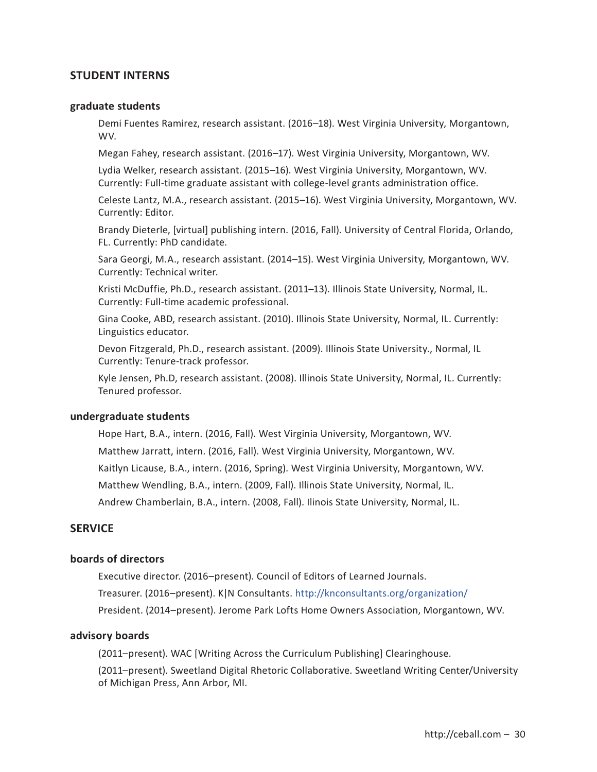## STUDENT INTERNS

### graduate students

Demi Fuentes Ramirez, research assistant. (2016–18). West Virginia University, Morgantown, WV.

Megan Fahey, research assistant. (2016–17). West Virginia University, Morgantown, WV.

Lydia Welker, research assistant. (2015–16). West Virginia University, Morgantown, WV. Currently: Full-time graduate assistant with college-level grants administration office.

Celeste Lantz, M.A., research assistant. (2015–16). West Virginia University, Morgantown, WV. Currently: Editor.

Brandy Dieterle, [virtual] publishing intern. (2016, Fall). University of Central Florida, Orlando, FL. Currently: PhD candidate.

Sara Georgi, M.A., research assistant. (2014–15). West Virginia University, Morgantown, WV. Currently: Technical writer.

Kristi McDuffie, Ph.D., research assistant. (2011–13). Illinois State University, Normal, IL. Currently: Full-time academic professional.

Gina Cooke, ABD, research assistant. (2010). Illinois State University, Normal, IL. Currently: Linguistics educator.

Devon Fitzgerald, Ph.D., research assistant. (2009). Illinois State University., Normal, IL Currently: Tenure-track professor.

Kyle Jensen, Ph.D, research assistant. (2008). Illinois State University, Normal, IL. Currently: Tenured professor.

### undergraduate students

Hope Hart, B.A., intern. (2016, Fall). West Virginia University, Morgantown, WV.

Matthew Jarratt, intern. (2016, Fall). West Virginia University, Morgantown, WV.

Kaitlyn Licause, B.A., intern. (2016, Spring). West Virginia University, Morgantown, WV.

Matthew Wendling, B.A., intern. (2009, Fall). Illinois State University, Normal, IL.

Andrew Chamberlain, B.A., intern. (2008, Fall). Ilinois State University, Normal, IL.

## SERVICE

### boards of directors

Executive director. (2016–present). Council of Editors of Learned Journals.

Treasurer. (2016–present). K|N Consultants. http://knconsultants.org/organization/

President. (2014–present). Jerome Park Lofts Home Owners Association, Morgantown, WV.

### advisory boards

(2011–present). WAC [Writing Across the Curriculum Publishing] Clearinghouse.

(2011–present). Sweetland Digital Rhetoric Collaborative. Sweetland Writing Center/University of Michigan Press, Ann Arbor, MI.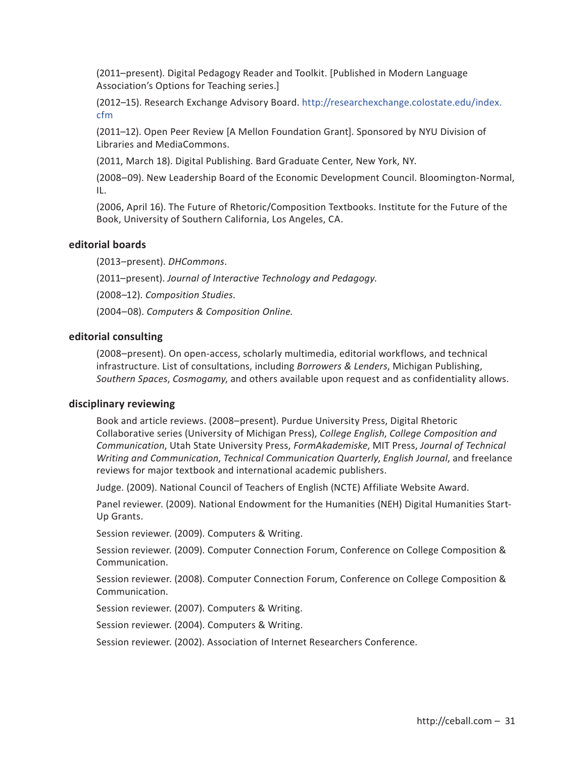(2011–present). Digital Pedagogy Reader and Toolkit. [Published in Modern Language Association's Options for Teaching series.]

(2012–15). Research Exchange Advisory Board. http://researchexchange.colostate.edu/index.cfm

(2011–12). Open Peer Review [A Mellon Foundation Grant]. Sponsored by NYU Division of Libraries and MediaCommons.

(2011, March 18). Digital Publishing. Bard Graduate Center, New York, NY.

(2008–09). New Leadership Board of the Economic Development Council. Bloomington-Normal, IL.

(2006, April 16). The Future of Rhetoric/Composition Textbooks. Institute for the Future of the Book, University of Southern California, Los Angeles, CA.

### editorial boards

(2013–present). *DHCommons*.

(2011–present). *Journal of Interactive Technology and Pedagogy*.

(2008–12). *Composition Studies*.

(2004–08). *Computers & Composition Online.*

### editorial consulting

(2008–present). On open-access, scholarly multimedia, editorial workflows, and technical infrastructure. List of consultations, including *Borrowers & Lenders*, Michigan Publishing, *Southern Spaces*, *Cosmogamy*, and others available upon request and as confidentiality allows.

### disciplinary reviewing

Book and article reviews. (2008–present). Purdue University Press, Digital Rhetoric Collaborative series (University of Michigan Press), *College English*, *College Composition and Communication*, Utah State University Press, *FormAkademiske*, MIT Press, *Journal of Technical Writing and Communication*, *Technical Communication Quarterly*, *English Journal*, and freelance reviews for major textbook and international academic publishers.

Judge. (2009). National Council of Teachers of English (NCTE) Affiliate Website Award.

Panel reviewer. (2009). National Endowment for the Humanities (NEH) Digital Humanities Start-Up Grants.

Session reviewer. (2009). Computers & Writing.

Session reviewer. (2009). Computer Connection Forum, Conference on College Composition & Communication.

Session reviewer. (2008). Computer Connection Forum, Conference on College Composition & Communication.

Session reviewer. (2007). Computers & Writing.

Session reviewer. (2004). Computers & Writing.

Session reviewer. (2002). Association of Internet Researchers Conference.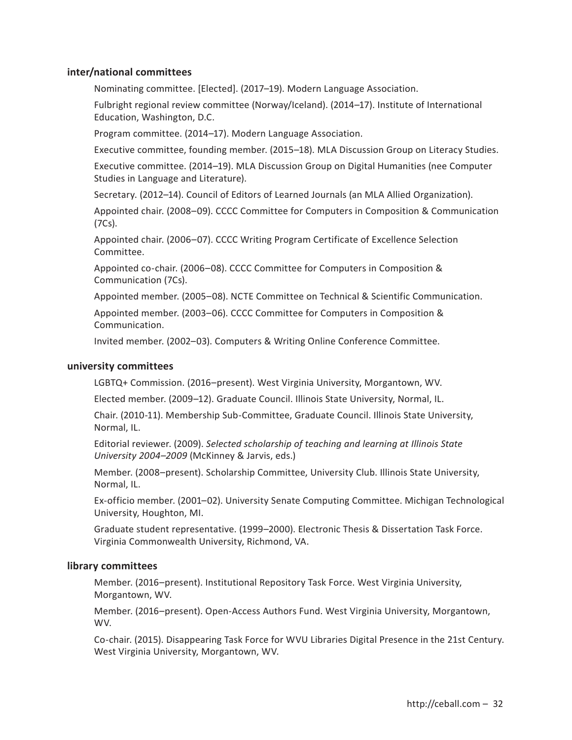### inter/national committees

Nominating committee. [Elected]. (2017–19). Modern Language Association.

Fulbright regional review committee (Norway/Iceland). (2014–17). Institute of International Education, Washington, D.C.

Program committee. (2014–17). Modern Language Association.

Executive committee, founding member. (2015–18). MLA Discussion Group on Literacy Studies.

Executive committee. (2014–19). MLA Discussion Group on Digital Humanities (nee Computer Studies in Language and Literature).

Secretary. (2012–14). Council of Editors of Learned Journals (an MLA Allied Organization).

Appointed chair. (2008–09). CCCC Committee for Computers in Composition & Communication (7Cs).

Appointed chair. (2006–07). CCCC Writing Program Certificate of Excellence Selection Committee.

Appointed co-chair. (2006–08). CCCC Committee for Computers in Composition & Communication (7Cs).

Appointed member. (2005–08). NCTE Committee on Technical & Scientific Communication.

Appointed member. (2003–06). CCCC Committee for Computers in Composition & Communication.

Invited member. (2002–03). Computers & Writing Online Conference Committee.

### university committees

LGBTQ+ Commission. (2016–present). West Virginia University, Morgantown, WV.

Elected member. (2009–12). Graduate Council. Illinois State University, Normal, IL.

Chair. (2010-11). Membership Sub-Committee, Graduate Council. Illinois State University, Normal, IL.

Editorial reviewer. (2009). *Selected scholarship of teaching and learning at Illinois State University 2004–2009* (McKinney & Jarvis, eds.)

Member. (2008–present). Scholarship Committee, University Club. Illinois State University, Normal, IL.

Ex-officio member. (2001–02). University Senate Computing Committee. Michigan Technological University, Houghton, MI.

Graduate student representative. (1999–2000). Electronic Thesis & Dissertation Task Force. Virginia Commonwealth University, Richmond, VA.

### library committees

Member. (2016–present). Institutional Repository Task Force. West Virginia University, Morgantown, WV.

Member. (2016–present). Open-Access Authors Fund. West Virginia University, Morgantown, WV.

Co-chair. (2015). Disappearing Task Force for WVU Libraries Digital Presence in the 21st Century. West Virginia University, Morgantown, WV.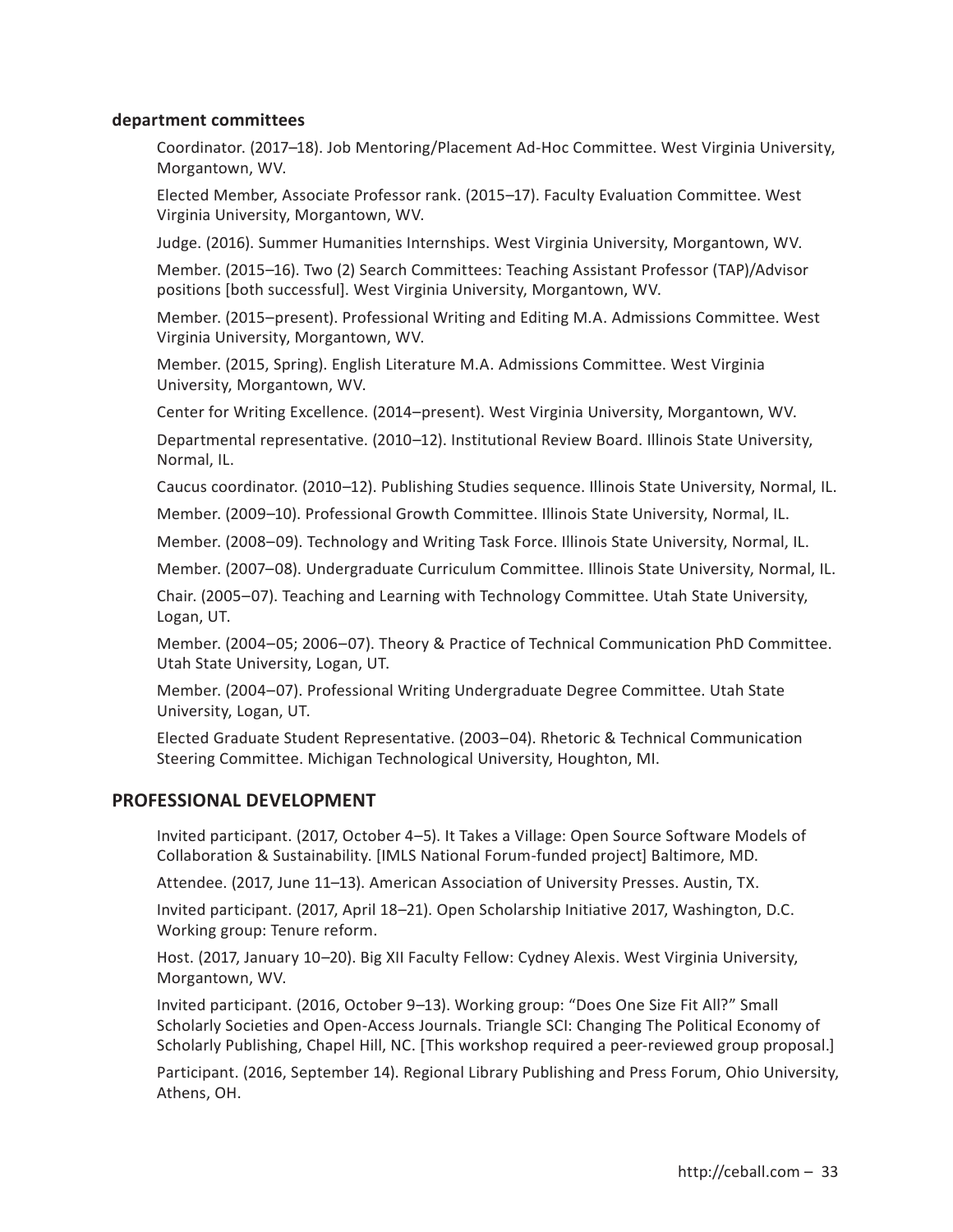### department committees

Coordinator. (2017–18). Job Mentoring/Placement Ad-Hoc Committee. West Virginia University, Morgantown, WV.

Elected Member, Associate Professor rank. (2015–17). Faculty Evaluation Committee. West Virginia University, Morgantown, WV.

Judge. (2016). Summer Humanities Internships. West Virginia University, Morgantown, WV.

Member. (2015–16). Two (2) Search Committees: Teaching Assistant Professor (TAP)/Advisor positions [both successful]. West Virginia University, Morgantown, WV.

Member. (2015–present). Professional Writing and Editing M.A. Admissions Committee. West Virginia University, Morgantown, WV.

Member. (2015, Spring). English Literature M.A. Admissions Committee. West Virginia University, Morgantown, WV.

Center for Writing Excellence. (2014–present). West Virginia University, Morgantown, WV.

Departmental representative. (2010–12). Institutional Review Board. Illinois State University, Normal, IL.

Caucus coordinator. (2010–12). Publishing Studies sequence. Illinois State University, Normal, IL.

Member. (2009–10). Professional Growth Committee. Illinois State University, Normal, IL.

Member. (2008–09). Technology and Writing Task Force. Illinois State University, Normal, IL.

Member. (2007–08). Undergraduate Curriculum Committee. Illinois State University, Normal, IL.

Chair. (2005–07). Teaching and Learning with Technology Committee. Utah State University, Logan, UT.

Member. (2004–05; 2006–07). Theory & Practice of Technical Communication PhD Committee. Utah State University, Logan, UT.

Member. (2004–07). Professional Writing Undergraduate Degree Committee. Utah State University, Logan, UT.

Elected Graduate Student Representative. (2003–04). Rhetoric & Technical Communication Steering Committee. Michigan Technological University, Houghton, MI.

## PROFESSIONAL DEVELOPMENT

Invited participant. (2017, October 4–5). It Takes a Village: Open Source Software Models of Collaboration & Sustainability. [IMLS National Forum-funded project] Baltimore, MD.

Attendee. (2017, June 11–13). American Association of University Presses. Austin, TX.

Invited participant. (2017, April 18–21). Open Scholarship Initiative 2017, Washington, D.C. Working group: Tenure reform.

Host. (2017, January 10–20). Big XII Faculty Fellow: Cydney Alexis. West Virginia University, Morgantown, WV.

Invited participant. (2016, October 9–13). Working group: "Does One Size Fit All?" Small Scholarly Societies and Open-Access Journals. Triangle SCI: Changing The Political Economy of Scholarly Publishing, Chapel Hill, NC. [This workshop required a peer-reviewed group proposal.]

Participant. (2016, September 14). Regional Library Publishing and Press Forum, Ohio University, Athens, OH.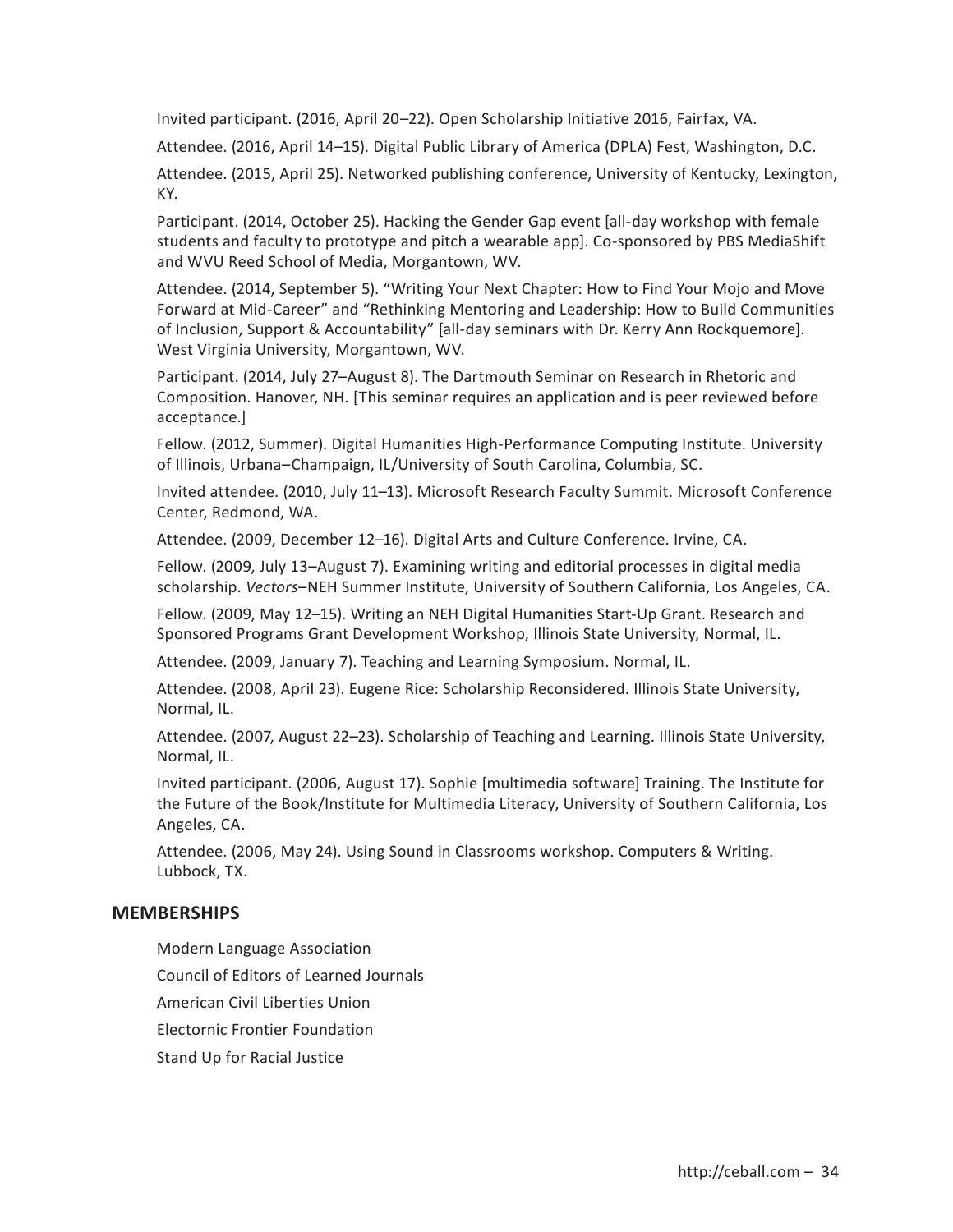Invited participant. (2016, April 20–22). Open Scholarship Initiative 2016, Fairfax, VA.

Attendee. (2016, April 14–15). Digital Public Library of America (DPLA) Fest, Washington, D.C.

Attendee. (2015, April 25). Networked publishing conference, University of Kentucky, Lexington, KY.

Participant. (2014, October 25). Hacking the Gender Gap event [all-day workshop with female students and faculty to prototype and pitch a wearable app]. Co-sponsored by PBS MediaShift and WVU Reed School of Media, Morgantown, WV.

Attendee. (2014, September 5). "Writing Your Next Chapter: How to Find Your Mojo and Move Forward at Mid-Career" and "Rethinking Mentoring and Leadership: How to Build Communities of Inclusion, Support & Accountability" [all-day seminars with Dr. Kerry Ann Rockquemore]. West Virginia University, Morgantown, WV.

Participant. (2014, July 27–August 8). The Dartmouth Seminar on Research in Rhetoric and Composition. Hanover, NH. [This seminar requires an application and is peer reviewed before acceptance.]

Fellow. (2012, Summer). Digital Humanities High-Performance Computing Institute. University of Illinois, Urbana–Champaign, IL/University of South Carolina, Columbia, SC.

Invited attendee. (2010, July 11–13). Microsoft Research Faculty Summit. Microsoft Conference Center, Redmond, WA.

Attendee. (2009, December 12–16). Digital Arts and Culture Conference. Irvine, CA.

Fellow. (2009, July 13–August 7). Examining writing and editorial processes in digital media scholarship. *Vectors*–NEH Summer Institute, University of Southern California, Los Angeles, CA.

Fellow. (2009, May 12–15). Writing an NEH Digital Humanities Start-Up Grant. Research and Sponsored Programs Grant Development Workshop, Illinois State University, Normal, IL.

Attendee. (2009, January 7). Teaching and Learning Symposium. Normal, IL.

Attendee. (2008, April 23). Eugene Rice: Scholarship Reconsidered. Illinois State University, Normal, IL.

Attendee. (2007, August 22–23). Scholarship of Teaching and Learning. Illinois State University, Normal, IL.

Invited participant. (2006, August 17). Sophie [multimedia software] Training. The Institute for the Future of the Book/Institute for Multimedia Literacy, University of Southern California, Los Angeles, CA.

Attendee. (2006, May 24). Using Sound in Classrooms workshop. Computers & Writing. Lubbock, TX.

## MEMBERSHIPS

Modern Language Association

Council of Editors of Learned Journals

American Civil Liberties Union

Electornic Frontier Foundation

Stand Up for Racial Justice